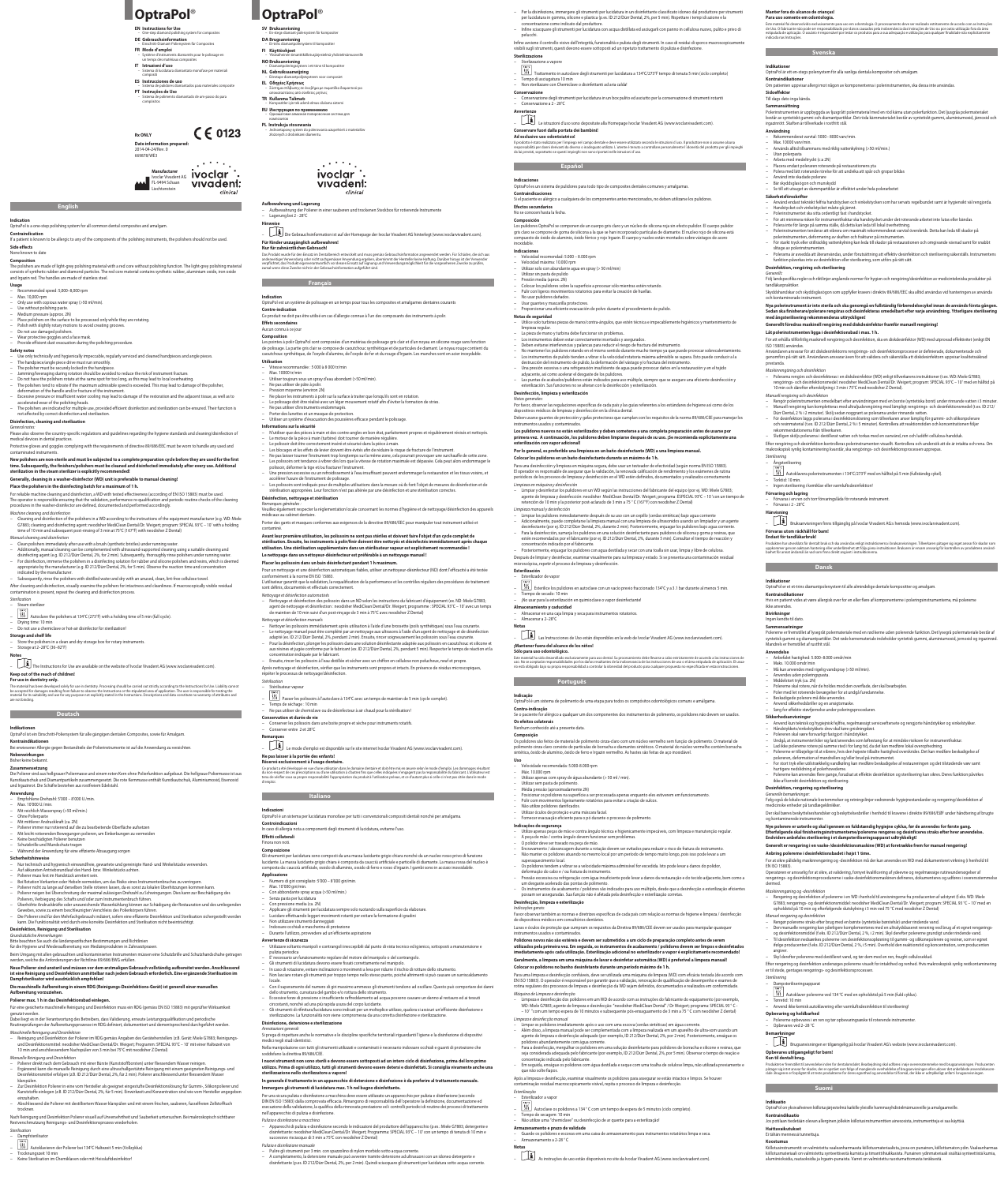# OptraPol®

**EN Instructions for Use**
– One-step diamond polishing system for composites

**DE Gebrauchsinformation**
– Einschritt-Diamant-Poliersystem für Composites

**FR Mode d'emploi**
– Système d'instruments diamantés pour le polissage en un temps des matériaux composites

**IT Istruzioni d'uso**
– Sistema di lucidatura diamantato monofase per materiali compositi

**ES Instrucciones de uso**
– Sistema de pulidores diamantados para materiales compuestos

**PT Instruções de Uso**
– Sistema de polimento diamantado de um passo da para compósitos

Rx ONLY

CE 0123

**Date information prepared:**
2014-04-24/Rev. 0
669878/WE3

**Manufacturer**
Ivoclar Vivadent AG
FL-9494 Schaan
Liechtenstein

ivoclar vivadent: clinical

## English

**Indication**
OptraPol is a one-step polishing system for all common dental composites and amalgam.

**Contraindication**
If a patient is known to be allergic to any of the components of the polishing instruments, the polishers should not be used.

**Side effects**
None known to date

**Composition**
The polishers are made of light-grey polishing material with a red core without polishing function. The light-grey polishing material consists of synthetic rubber and diamond particles. The red core material contains synthetic rubber, aluminium oxide, iron oxide and titanium red. The handles are made of stainless steel.

**Usage**
- Recommended speed: 5,000–8,000 rpm
- Max. 10,000 rpm
- Only use with copious water spray (>50 ml/min)
- Use without polishing paste
- Medium pressure (approx. 2N)
- Place polishers on the surface to be processed only while they are rotating
- Polish with slightly rotary motions to avoid creating grooves.
- Do not use damaged polishers.
- Wear protective goggles and a face mask.
- Provide efficient dust evacuation during the polishing procedure.

**Safety notes**
- Use only technically and hygienically impeccable, regularly serviced and cleaned handpieces and angle pieces.
- The handpiece/angle piece drive must run smoothly.
- The polisher must be securely locked in the handpiece.
- Jamming/leveraging during rotation should be avoided to reduce the risk of instrument fracture.
- Do not have the polishers rotate at the same spot for too long, as this may lead to local overheating.
- The polishers tend to vibrate if the maximum permissible speed is exceeded. This may lead to damage of the polisher, deformation of the handle and/or fracture of the instrument.
- Excessive pressure or insufficient water cooling may lead to damage of the restoration and the adjacent tissue, as well as to accelerated wear of the polishing heads.
- The polishers are indicated for multiple use, provided efficient disinfection and sterilization can be ensured. Their function is not affected by correct disinfection and sterilization.

**Disinfection, cleaning and sterilization**
*General notes*
Please also observe the country-specific regulations and guidelines regarding the hygiene standards and cleaning/disinfection of medical devices in dental practices.
Protective gloves and goggles complying with the requirements of directive 89/686/EEC must be worn to handle any used and contaminated instruments.

**New polishers are non-sterile and must be subjected to a complete preparation cycle before they are used for the first time. Subsequently, the finishers/polishers must be cleaned and disinfected immediately after every use. Additional sterilization in the steam sterilizer is explicitly recommended!**

**Generally, cleaning in a washer-disinfector (WD) unit is preferable to manual cleaning!**

**Place the polishers in the disinfecting batch for a maximum of 1 h.**

For reliable machine cleaning and disinfection, a WD with tested effectiveness (according to EN ISO 15883) must be used. The operator is responsible for ensuring that the validation, performance re-qualification and periodic routine checks of the cleaning procedures in the washer-disinfector are defined, documented and performed accordingly.

*Machine cleaning and disinfection*
- Cleaning and disinfection of the polishers in a WD according to the instructions of the equipment manufacturer (e.g. WD: Miele G7883; cleaning and disinfecting agent: neodisher MediClean Dental/Dr. Weigert; program: SPECIAL 93°C – 10' with a holding time of 10 min and subsequent post-rinsing of 3 min at 75°C (167°F) with neodisher Z Dental)

*Manual cleaning and disinfection*
- Clean polishers immediately after use with a brush (synthetic bristles) under running water.
- Additionally, manual cleaning can be complemented with ultrasound-supported cleaning using a suitable cleaning and disinfecting agent (e.g. ID 212/Dürr Dental, 2%, for 2 min). Subsequently, thoroughly rinse polishers under running water.
- For disinfection, immerse the polishers in a disinfecting solution for rubber and silicone polishers and rubber, which is deemed appropriate by the manufacturer (e.g. ID 212/Dürr Dental, 2%, for 5 min). Observe the reaction time and concentration indicated by the manufacturer.
- Subsequently, rinse the polishers with distilled water and dry with an unused, clean, lint-free cellulose towel.

After cleaning and disinfection, visually examine the polishers for intactness and cleanliness. If macroscopically visible residual contamination is present, repeat the cleaning and disinfection process.

*Sterilization*
- Steam sterilizer
- Autoclave the polishers at 134°C (273°F) with a holding time of 5 min (full cycle).
- Drying time: 10 min
- Do not use a chemiclave or hot-air disinfector for sterilization!

**Storage and shelf life**
- Store the polishers in a clean and dry storage box for rotary instruments.
- Storage at 2–28°C (36–82°F)

**Notes**
The Instructions for Use are available on the website of Ivoclar Vivadent AG (www.ivoclarvivadent.com).

**Keep out of the reach of children!**
**For use in dentistry only.**

The material has been developed solely for use in dentistry. Processing should be carried out strictly according to the Instructions for Use. Liability cannot be accepted for damages resulting from failure to observe the Instructions or the stipulated area of application. The user is responsible for testing the material for its suitability and use for any purpose not explicitly stated in the Instructions. Descriptions and data constitute no warranty of attributes and are not binding.

## Deutsch

**Indikationen**
OptraPol ist ein Einschritt-Poliersystem für alle gängigen dentalen Composites, sowie für Amalgam.

**Kontraindikationen**
Bei erwiesener Allergie gegen Bestandteile der Polierinstrumente ist auf die Anwendung zu verzichten.

**Nebenwirkungen**
Bisher keine bekannt.

**Zusammensetzung**
Die Polierer sind aus hellgrauer Poliermasse und einem roten Kern ohne Polierfunktion aufgebaut. Die hellgraue Poliermasse ist aus Kunstkautschuk und Diamantpartikeln zusammengesetzt. Die rote Kernmasse enthält Kunstkautschuk, Aluminiumoxid, Eisenoxid und Titanrot. Die Schäfte bestehen aus rostfreiem Edelstahl.

**Anwendung**
- Empfohlene Drehzahl: 5'000 – 8'000 U/min.
- Max. 10'000 U/min.
- Mit reichlich Wasserspray (>50 ml/min.)
- Ohne Polierpaste
- Mit mittlerer Anpressdruck (ca. 2N)
- Polierer immer nur rotierend auf die zu bearbeitende Oberfläche aufsetzen
- Mit leicht rotierenden Bewegungen polieren, um Einkerbungen zu vermeiden
- Keine beschädigten Polierer benutzen
- Schutzbrille und Mundschutz tragen
- Während der Anwendung für eine effiziente Absaugung sorgen

**Sicherheitshinweise**
- Nur technisch und hygienisch einwandfreie, gewartete und gereinigte Hand- und Winkelstücke verwenden.
- Auf ruhigen Rundlauf des Hand-/Winkelstücks achten.
- Polierer muss fest im Handstück arretiert sein.
- Bei Rotation Verkanten oder Hebeln vermeiden, um das Risiko eines Instrumentenbruches zu verringern.
- Polierer nicht zu lange auf derselben Stelle rotieren lassen, da es sonst zu lokalen Überhitzungen kommen kann.
- Polierer neigen bei Überschreitung der maximal zulässigen Drehzahl zu Schwingungen. Dies kann zur Beschädigung des Polierers, Verbiegung des Schafts und/oder zum Instrumentenbruch führen.
- Übermässige Anpresskräfte oder unzureichende Wasserkühlung können zur Schädigung der Restauration und des umliegenden Gewebes, sowie zu einem beschleunigten Verschleiss des Polierkopfes führen.
- Die Polierer sind für den Mehrfachgebrauch indiziert, sofern eine effiziente Desinfektion und Sterilisation gewährleistet werden kann. Die Funktionalität wird durch eine korrekte Desinfektion und Sterilisation nicht beeinträchtigt.

**Desinfektion, Reinigung und Sterilisation**
*Grundsätzliche Anmerkungen*
Bitte beachten Sie auch die landesspezifischen Bestimmungen und Richtlinien für die Hygiene und Wiederaufbereitung von Medizinprodukten in Zahnarztpraxen.
Beim Umgang mit allen gebrauchten und kontaminierten Instrumenten müssen eine Schutzbrille und Schutzhandschuhe getragen werden, welche den Anforderungen der Richtlinie 89/686/EWG erfüllen.

**Neue Polierer sind unsteril und müssen vor dem erstmaligen Gebrauch vollständig aufbereitet werden. Anschliessend ist eine Reinigung und Desinfektion unmittelbar nach jedem Gebrauch erforderlich. Eine ergänzende Sterilisation im Dampfsterilisator wird ausdrücklich empfohlen!**

**Die maschinelle Aufbereitung in einem RDG (Reinigungs-Desinfektions-Gerät) ist generell einer manuellen Aufbereitung vorzuziehen.**

**Polierer max. 1 h in das Desinfektionsbad einlegen.**

Für eine gesicherte maschinelle Reinigung und Desinfektion muss ein RDG (gemäss EN ISO 15883) mit geprüfter Wirksamkeit genutzt werden.
Dabei liegt es in der Verantwortung des Betreibers, dass Validierung, erneute Leistungsqualifikation und periodische Routineprüfungen der Aufbereitungsprozesse im RDG definiert, dokumentiert und durchgeführt werden.

*Maschinelle Reinigung und Desinfektion*
- Reinigung und Desinfektion der Polierer im RDG gemäss Angaben des Geräteherstellers (z.B. Gerät: Miele G7883; Reinigungs- und Desinfektionsmittel: neodisher MediClean Dental/Dr. Weigert; Programm: SPECIAL 93°C – 10' mit einer Haltezeit von 10 min und anschliessendem Nachspülen von 3 min bei 75°C mit neodisher Z Dental)

*Manuelle Reinigung und Desinfektion*
- Polierer direkt nach dem Gebrauch mit einer Bürste (Kunststoffborsten) unter fliessendem Wasser reinigen.
- Ergänzend kann die manuelle Reinigung durch eine ultraschallgestützte Reinigung mit einem geeigneten Reinigungs- und Desinfektionsmittel erfolgen (z.B. ID 212/Dürr Dental, 2%, für 2 min). Polierer anschliessend unter fliessendem Wasser klarspülen.
- Zur Desinfektion Polierer in eine vom Hersteller als geeignet eingestufte Desinfektionslösung für Gummi-, Silikonpolierer und Kunststoffe einlegen (z.B. ID 212/Dürr Dental, 2%, für 5 min). Einwirkzeit und Konzentration laut Herstellerangaben einhalten.
- Abschliessend die Polierer mit destilliertem Wasser klarspülen und mit einem frischen, sauberen, fusselfreien Zellstofftuch trocknen.

Nach Reinigung und Desinfektion Polierer visuell auf Unversehrtheit und Sauberkeit untersuchen. Bei makroskopisch sichtbaren Restverschmutzung Reinigungs- und Desinfektionsprozess wiederholen.

*Sterilisation*
- Dampfsterilisator
- Autoklavieren der Polierer bei 134°C Haltezeit 5 min (Vollzyklus)
- Trocknungszeit 10 min
- Keine Sterilisation im Chemiklaven oder mit Heissluftdesinfektor!

# OptraPol®

**SV Bruksanvisning**
– Ett-stegs diamantpoleringssystem för kompositer

**DA Brugsanvisning**
– Et-trins diamantpoleringssystem til kompositter

**FI Käyttöohjeet**
– Yksivaiheinen timanttikiillotusjärjestelmä yhdistelmämuoveille

**NO Bruksanvisning**
– Diamantpoleringssystem i ett trinn til kompositter

**NL Gebruiksaanwijzing**
– Eenstaps-diamantpolijstsysteem voor composiet

**EL Οδηγίες Χρήσης**
– Σύστημα στίλβωσης ενός βήματος με διαμάντι για σύνθετες ρητίνες

**TR Kullanma Talimatı**
– Kompozitler için tek adımlı elmas cilalama sistemi

**RU Инструкция по применению**
– Одношаговая алмазная полировочная система для композитов

**PL Instrukcja stosowania**
– Jednoetapowy system do polerowania diamentowego materiałów złożonych

ivoclar vivadent: clinical

**Aufbewahrung und Lagerung**
- Aufbewahrung der Polierer in einer sauberen und trockenen Steckbox für rotierende Instrumente
- Lagerung bei 2 – 28°C

**Hinweise**
Die Gebrauchsinformation ist auf der Homepage der Ivoclar Vivadent AG hinterlegt (www.ivoclarvivadent.com).

**Für Kinder unzugänglich aufbewahren!**
**Nur für zahnärztlichen Gebrauch!**

Das Produkt wurde für den Einsatz im Dentalbereich entwickelt und muss gemäss Gebrauchsinformation angewendet werden. Für Schäden, die sich aus anderweitiger Verwendung oder nicht sachgemässer Anwendung ergeben, übernimmt der Hersteller keine Haftung. Darüber hinaus ist der Verwender verpflichtet, das Produkt eigenverantwortlich vor dessen Einsatz auf Eignung und Verwendungsmöglichkeit für die vorgesehenen Zwecke zu prüfen, zumal wenn diese Zwecke nicht in der Gebrauchsinformation aufgeführt sind.

## Français

**Indication**
OptraPol est un système de polissage en un temps pour tous les composites et amalgames dentaires courants

**Contre-indication**
Ce produit ne doit pas être utilisé en cas d'allergie connue à l'un des composants des instruments à polir.

**Effets secondaires**
Aucun connu à ce jour

**Composition**
Les pointes à polir OptraPol sont composées d'un matériau de polissage gris clair et d'un noyau en silicone rouge sans fonction de polissage. La partie gris clair se compose de caoutchouc synthétique et de particules de diamant. Le noyau rouge contient du caoutchouc synthétique, de l'oxyde d'aluminium, de l'oxyde de fer et du rouge d'oxyde de titane. Les manches sont en acier inoxydable.

**Utilisation**
- Vitesse recommandée : 5 000 à 8 000 tr/min
- Max. 10000 tr/min
- Utiliser toujours sous un spray d'eau abondant (>50 ml/min).
- Ne pas utiliser de pâte à polir.
- Pression moyenne (environ 2N)
- Ne placer les instruments à polir sur la surface à traiter que lorsqu'ils sont en rotation.
- Le polissage doit être réalisé avec un léger mouvement rotatif afin d'éviter la formation de stries.
- Ne pas utiliser d'instruments endommagés.
- Porter des lunettes et un masque de protection
- Utiliser un système d'évacuation des poussières efficace pendant le polissage.

**Informations sur la sécurité**
- N'utiliser que des pièces à main et des contre-angles en bon état, parfaitement propres et régulièrement révisés et nettoyés.
- Le moteur de la pièce à main (turbine) doit tourner de manière régulière.
- Le polissoir doit être correctement inséré et bloqué dans la pièce à main.
- Les blocages et les efforts de levier doivent être évités afin de réduire le risque de fracture de l'instrument.
- Ne pas laisser tourner l'instrument trop longtemps sur la même zone, cela pourrait provoquer une surchauffe de cette zone.
- Les polissoirs ont tendance à vibrer dès lors que la vitesse de rotation maximale est dépassée. Cela peut alors endommager le polissoir, déformer la tige et/ou fracturer l'instrument.
- Une pression excessive ou un refroidissement à l'eau insuffisant peuvent endommager la restauration et les tissus voisins, et accélérer l'usure de l'instrument de polissage.
- Les polissoirs sont indiqués pour de multiples utilisations dans la mesure où ils font l'objet de mesures de désinfection et de stérilisation appropriées. Leur fonction n'est pas altérée par une désinfection et une stérilisation correctes.

**Désinfection, nettoyage et stérilisation**
*Remarques générales*
Veuillez également respecter la réglementation locale concernant les normes d'hygiène et de nettoyage/désinfection des appareils médicaux au cabinet dentaire.
Porter des gants et masques conformes aux exigences de la directive 89/686/CEE pour manipuler tout instrument utilisé et contaminé.

**Avant leur première utilisation, les polissoirs ne sont pas stériles et doivent faire l'objet d'un cycle complet de stérilisation. Ensuite, les instruments à polir/finir doivent être nettoyés et désinfectés immédiatement après chaque utilisation. Une stérilisation supplémentaire dans un stérilisateur vapeur est explicitement recommandée !**

**Le nettoyage dans un nettoyeur-désinfecteur est préférable à un nettoyage manuel !**

**Placer les polissoirs dans un bain désinfectant pendant 1 h maximum.**

Pour un nettoyage et une désinfection automatiques fiables, utiliser un nettoyeur-désinfecteur (ND) dont l'efficacité a été testée conformément à la norme EN ISO 15883.
L'utilisateur garantit que la validation, la requalification de la performance et les contrôles réguliers des procédures de traitement sont définis, documentés et effectués correctement.

*Nettoyage et désinfection automatiques*
- Nettoyage et désinfection des polissoirs dans un ND selon les instructions du fabricant d'équipement (ex. ND : Miele G7883 ; agent de nettoyage et désinfection : neodisher MediClean Dental/Dr. Weigert ; programme : SPECIAL 93°C – 10' avec un temps de maintien de 10 min suivi d'un post-rinçage de 3 min à 75°C avec neodisher Z Dental)

*Nettoyage et désinfection manuels*
- Nettoyer les polissoirs immédiatement après utilisation à l'aide d'une brossette (poils synthétiques) sous l'eau courante.
- Le nettoyage manuel peut être complété par un nettoyage aux ultrasons à l'aide d'un agent de nettoyage et de désinfection adapté (ex. ID 212/Dürr Dental, 2%, pendant 2 min). Ensuite, rincer soigneusement les polissoirs sous l'eau courante.
- Pour la désinfection, plonger les polissoirs dans une solution désinfectante pour polissoirs de silicone et caoutchouc, adaptée selon le fabricant (ex. ID 212/Dürr Dental, 2%, pendant 5 min). Respecter le temps de réaction et la concentration indiqués par le fabricant.
- Ensuite, rincer les polissoirs à l'eau distillée et sécher avec un chiffon en cellulose non pelucheux, neuf et propre.

Après nettoyage et désinfection, vérifier que les instruments sont propres et intacts. En présence de résidus microscopiques, répéter le processus de nettoyage/désinfection.

*Stérilisation*
- Stérilisateur vapeur
- Passer les polissoirs à l'autoclave à 134°C avec un temps de maintien de 5 min (cycle complet)
- Temps de séchage : 10 min
- Ne pas utiliser de chemiclave ou de désinfecteur à air chaud pour la stérilisation !

**Conservation et durée de vie**
- Conserver les polissoirs dans une boîte propre et sèche pour instruments rotatifs.
- Conserver entre 2 et 28°C

**Remarques**
Le mode d'emploi est disponible sur le site internet Ivoclar Vivadent AG (www.ivoclarvivadent.com).

**Ne pas laisser à la portée des enfants!**
**Réservé exclusivement à l'usage dentaire.**

Ce produit a été développé en vue d'une utilisation dans le domaine dentaire et doit être mis en œuvre selon le mode d'emploi. Les dommages résultant du non-respect de ces prescriptions ou d'une utilisation à d'autres fins que celles indiquées n'engagent pas la responsabilité du fabricant. L'utilisateur est tenu de vérifier sous sa propre responsabilité l'appropriation du produit à l'utilisation prévue, et ce d'autant plus si celle-ci n'est pas citée dans le mode d'emploi.

## Italiano

**Indicazioni**
OptraPol è un sistema per lucidatura monofase per tutti i convenzionali compositi dentali nonché per amalgama.

**Controindicazioni**
In caso di allergia nota a componenti degli strumenti di lucidatura, evitarne l'uso.

**Effetti collaterali**
Finora non noti.

**Composizione**
Gli strumenti per lucidatura sono composti da una massa lucidante grigio chiara nonché da un nucleo rosso privo di funzione lucidante. La massa lucidante grigio chiara è composta da caucciù artificiale e particelle di diamante. La massa rossa del nucleo è composta da: caucciù artificiale, ossido di alluminio, ossido di ferro e rosso di titanio. I gambi sono in acciaio inossidabile.

**Applicazione**
- Numero di giri consigliato: 5'000 – 8'000 giri/min.
- Max. 10'000 giri/min.
- Con abbondante spray acqua (>50 ml/min.)
- Senza pasta per lucidatura
- Con pressione media (ca. 2N)
- Applicare gli strumenti per lucidatura sempre solo ruotando sulla superficie da elaborare
- Lucidare effettuando leggeri movimenti rotanti per evitare la formazione di gradini
- Non utilizzare strumenti danneggiati
- Indossare occhiali e mascherina di protezione
- Durante l'utilizzo, provvedere ad un'efficiente aspirazione

**Avvertenze di sicurezza**
- Utilizzare soltanto manipoli e contrangoli ineccepibili dal punto di vista tecnico ed igienico, sottoposti a manutenzione e pulizia periodica.
- E' necessario un funzionamento regolare del motore del manipolo o del contrangolo.
- Gli strumenti di lucidatura devono essere fissati correttamente nel manipolo.
- In caso di rotazione, evitare inclinazioni o movimenti a leva per ridurre il rischio di rottura dello strumento.
- Non lasciare ruotare gli strumenti per troppo tempo nello stesso punto, poiché altrimenti si può causare un surriscaldamento locale.
- Con il superamento del numero di giri massimo ammesso gli strumenti tendono ad oscillare. Questo può comportare dei danni dello strumento, curvatura del gambo e/o rottura dello strumento.
- Eccessive forze di pressione o insufficiente raffreddamento ad acqua possono causare un danno al restauro ed ai tessuti circostanti, nonché un'usura più rapida della testa lucidante.
- Gli strumenti di rifinitura/lucidatura sono indicati per un molteplice utilizzo, qualora si assicuri un'efficiente disinfezione e sterilizzazione. La funzionalità non viene compromessa da una corretta disinfezione e sterilizzazione.

**Disinfezione, detersione e sterilizzazione**
*Annotazioni generali*
Si prega di rispettare anche le normative e le discipline specifiche territoriali riguardanti l'igiene e la disinfezione di dispositivi medici negli studi dentistici.
Nella manipolazione con tutti gli strumenti utilizzati e contaminati è necessario indossare occhiali e guanti di protezione che soddisfano la direttiva 89/686/CEE.

**I nuovi strumenti non sono sterili e devono essere sottoposti ad un intero ciclo di disinfezione, prima del loro primo utilizzo. Prima di ogni utilizzo, tutti gli strumenti devono essere detersi e disinfettati. Si consiglia vivamente anche una sterilizzazione nello sterilizzatore a vapore!**

**In generale il trattamento in un apparecchio di detersione e disinfezione è da preferire al trattamento manuale.**

**Immergere gli strumenti di lucidatura max. 1 h nel bagno disinfettante.**

Per una sicura pulizia e disinfezione a macchina deve essere utilizzato un apparecchio per pulizia e disinfezione (secondo DIN EN ISO 15883) dalla comprovata efficacia. Rimangono di responsabilità dell'operatore la definizione, documentazione ed esecuzione della validazione, la riqualifica della rinnovata prestazione ed i controlli periodici di routine dei processi di trattamento nell'apparecchio di pulizia e disinfezione.

*Pulizia e disinfezione a macchina*
- Apparecchi di pulizia e disinfezione secondo le indicazioni del produttore dell'apparecchio (p.es.: Miele G7883; detergente e disinfettante: neodisher MediClean Dental/Dr. Weigert; Programma: SPECIAL 93°C – 10' con un tempo di attesa di 10 min e successivo risciacquo di 3 min a 75°C con neodisher Z Dental)

*Pulizia e disinfezione manuale*
- Pulire gli strumenti per 3 min. con spazzolino di nylon morbido sotto acqua corrente.
- A completamento, la detersione manuale può avvenire tramite detersione ad ultrasuoni con un idoneo detergente e disinfettante (p.es. ID 212/Dürr Dental, 2%, per 2 min). Quindi sciacquare gli strumenti per lucidatura sotto acqua corrente.
- Per la disinfezione, immergere gli strumenti per lucidatura in un disinfettante classificato idoneo dal produttore per strumenti per lucidatura in gomma, silicone e plastica (p.es. ID 212/Dürr Dental, 2%, per 5 min). Rispettare i tempi di azione e la concentrazione come indicati dal produttore.
- Infine sciacquare gli strumenti per lucidatura con acqua distillata ed asciugarli con panno di cellulosa nuovo, pulito e privo di pelucchi.

Infine avviene il controllo visivo dell'integrità, funzionalità e pulizia degli strumenti. In caso di residui di sporco macroscopicamente visibili sugli strumenti, questi devono essere sottoposti ad un ripetuto trattamento di pulizia e disinfezione.

**Sterilizzazione**
- Sterilizzazione a vapore
- Trattamento in autoclave degli strumenti per lucidatura a 134°C/273°F tempo di tenuta 5 min (ciclo completo)
- Tempo di asciugatura 10 min
- Non sterilizzare con Chemiclave o disinfettanti ad aria calda!

**Conservazione**
- Conservazione degli strumenti per lucidatura in un box pulito ed asciutto per la conservazione di strumenti rotanti
- Conservazione a 2 - 28°C

**Avvertenze**
Le istruzioni d'uso sono depositate sulla Homepage Ivoclar Vivadent AG (www.ivoclarvivadent.com).

**Conservare fuori dalla portata dei bambini!**
**Ad esclusivo uso odontoiatrico!**

Il prodotto è stato realizzato per l'impiego nel campo dentale e deve essere utilizzato secondo le istruzioni d'uso. Il produttore non si assume alcuna responsabilità per danni derivanti da diverso o inadeguato utilizzo. L'utente è tenuto a controllare personalmente l'idoneità del prodotto per gli impieghi da lui previsti, soprattutto se questi impieghi non sono riportati nelle istruzioni d'uso.

## Español

**Indicaciones**
OptraPol es un sistema de pulidores para todo tipo de composites dentales comunes y amalgamas.

**Contraindicaciones**
Si el paciente es alérgico a cualquiera de los componentes de los instrumentos de pulido, no deben utilizarse los pulidores.

**Efectos secundarios**
No se conocen hasta la fecha.

**Composición**
Los pulidores OptraPol se componen de un cuerpo gris con y un núcleo de silicona roja sin efecto pulidor. El cuerpo pulidor gris claro se compone de goma de silicona a la que se han incorporado partículas de diamante. El núcleo rojo de silicona está compuesto de oxido de aluminio, óxido férrico y rojo titanio. El cuerpo y nucleo están montados sobre vástagos de acero inoxidable.

**Indicaciones**
- Velocidad recomendada: 5.000 – 8.000 rpm
- Velocidad máxima: 10.000 rpm
- Utilizar solo con abundante agua en spray (> 50 ml/min)
- Utilizar sin pasta de pulido
- Presión media (aprox. 2N)
- Colocar los pulidores sobre la superficie a procesar sólo mientras estén rotando.
- Pulir con ligeros movimientos rotativos para evitar la creación de huellas.
- No usar pulidores dañados.
- Usar guantes y mascarilla protectores.
- Proporcionar una eficiente evacuación de polvo durante el procedimiento de pulido.

**Notas de seguridad**
- Utilice solo turbinas piezas de mano/contra-ángulos, que estén técnica e impecablemente higiénicos y mantenimiento de limpieza regular.
- La pieza de mano y turbina debe funcionar sin problemas.
- Los instrumentos deben estar correctamente insertados y asegurados.
- Deben evitarse interferencias y palancas para reducir el riesgo de fractura del instrumento.
- No mantener los pulidores rotando en el mismo sitio durante mucho tiempo ya que puede provocar sobrecalentamiento.
- Los instrumentos de pulido tienden a vibrar si la velocidad rotatoria máxima admisible se supera. Esto puede conducir a la destrucción del instrumento de pulido, la deformación del vástago y/o fractura del instrumento.
- Una presión excesiva o una refrigeración insuficiente de agua puede provocar daños en la restauración y en el tejido adyacente, así como acelerar el desgaste de los pulidores.
- Las puntas de acabados/pulidores están indicados para uso múltiple, siempre que se asegure una eficiente desinfección y esterilización. Sus funciones no se alteran con la desinfección y esterilización.

**Desinfección, limpieza y esterilización**
*Notas generales:*
Por favor, observar las regulaciones específicas de cada país y las guías referentes a los estándares de higiene así como de los dispositivos médicos de limpieza y desinfección en la clínica dental.
Deben usarse guantes de protección y gafas protectoras que cumplan con los requisitos de la norma 89/686/CEE para manejar los instrumentos usados y contaminados.

**Los pulidores nuevos no están esterilizados y deben someterse a una completa preparación antes de usarse por primera vez. A continuación, los pulidores deben limpiarse después de su uso. ¡Se recomienda explícitamente una esterilización con vapor adicional!**

**Por lo general, es preferible una limpieza en un baño desinfectante (WD) a una limpieza manual.**

**Colocar los pulidores en un baño desinfectante durante un máximo de 1 h.**

Para una desinfección y limpieza en máquina segura, debe usar un lavtoador de efectividad (según norma EN ISO 15883). El operador es responsable de asegurar que la validación, la recualificación de rendimiento y las comprobaciones de rutina periódicas de los procesos de limpieza y desinfección en el WD estén definidos, documentados y realizados correctamente.

*Limpieza en máquina y desinfección*
- Limpiar y desinfectar los pulidores en un WD según las instrucciones del fabricante del equipamiento (p. ej. WD: Miele G7883; agente de limpieza y desinfección: neodisher MediClean Dental/Dr. Weigert; programa: ESPECIAL 93°C – 10' con un tiempo de retención de 10 min y la posterior post-aclarado de 3 min a 75°C (167°F) con neodisher Z Dental)

*Limpieza manual y desinfección*
- Limpiar los pulidores inmediatamente después de su uso con un cepillo (cerdas sintéticas) bajo agua corriente.
- Adicionalmente, puede completarse la limpieza manual con una limpieza de ultrasonidos usando un limpiador y un agente desinfectante (por ej. ID 212/Dürr Dental, 2%, durante 2 min). Posteriormente, enjuagar los pulidores bajo agua corriente.
- Para la desinfección, sumerja los pulidores en una solución desinfectante para pulidores de silicona y goma y resinas, que están recomendados por el fabricante (p. ej. ID 212/Dürr Dental, 2%, durante 5 min). Consultar el tiempo de reacción y concentración indicado por el fabricante.
- Posteriormente, enjuagar los pulidores con agua destilada y secar con una toalla sin usar, limpia y libre de celulosa.

Después de limpiar y desinfectar, examinar visualmente los pulidores. Si se aprecia una contaminación residual microscópica, repetir el proceso de limpieza y desinfección.

**Esterilización**
- Esterilizador de vapor
- Esterilice los pulidores en autoclave con un vacío previo fraccionado 134°C y a 3.1 bar durante al menos 5 min.
- Tiempo de secado: 10 min
- ¡No usar para la esterilización en quimioclave o vapor desinfectante!

**Almacenamiento y caducidad**
- Almacenar en una caja limpia y seca para instrumentos rotatorios.
- Almacenar a 2–28°C

**Notas**
Las Instrucciones de Uso están disponibles en la web de Ivoclar Vivadent AG (www.ivoclarvivadent.com).

**¡Mantener fuera del alcance de los niños!**
**Sólo para uso odontológico.**

Este material ha sido desarrollado exclusivamente para uso dental. Su procesamiento debe llevarse a cabo estrictamente de acuerdo a las instrucciones de uso. No se aceptarán responsabilidades por los daños resultantes de la inobservancia de las instrucciones de uso o el área estipulada de aplicación. El usuario está obligado bajo su propia responsabilidad a controlar la idoneidad del producto para cualquier propósito no especificado en estas instrucciones.

## Português

**Indicação**
OptraPol é um sistema de polimento de uma etapa para todos os compósitos odontológicos comuns e amálgama.

**Contra-indicação**
Se o paciente for alérgico a qualquer um dos componentes dos instrumentos de polimento, os polidores não devem ser usados.

**Os efeitos colaterais**
Nenhum conhecido até a presente data.

**Composição**
Os polidores são feitos de material de polimento cinza-claro com um núcleo vermelho sem função de polimento. O material de polimento cinza claro consiste de partículas de borracha e diamantes sintéticos. O material do núcleo vermelho contém borracha sintética, óxido de alumínio, óxido de ferro e titânio vermelho. As hastes são feitas de aço inoxidável.

**Uso**
- Velocidade recomendada: 5.000-8.000 rpm
- Máx. 10.000 rpm
- Utilizar apenas com spray de água abundante (> 50 ml / min).
- Utilizar sem pasta de polimento.
- Média pressão (aproximadamente 2N)
- Posicionar os polidores na superfície a ser processada apenas enquanto eles estiverem em funcionamento.
- Polir com movimentos ligeiramente rotativos para evitar a criação de sulcos.
- Não utilize polidores danificados.
- Utilizar óculos de proteção e uma máscara facial.
- Fornecer evacuação eficiente para o pó durante o processo de polimento.

**Indicações de segurança**
- Utilize apenas peças de mão e contra-ângulo técnica e higienicamente impecáveis, com limpeza e manutenção regular.
- A peça de mão / contra-ângulo devem funcionar sem problemas.
- O polidor deve ser travado na peça de mão.
- Encravamento / alavancagem durante a rotação devem ser evitados para reduzir o risco de fratura do instrumento.
- Não manter os polidores atuando no mesmo local por um período de tempo muito longo, pois isso pode levar a um superaquecimento local.
- Os polidores tendem a vibrar se a velocidade máxima admissível for excedida. Isto pode levar a danos do polidor, deformação da cabo e / ou fratura do instrumento.
- Pressão excessiva ou refrigeração com água insuficiente pode levar a danos da restauração e do tecido adjacente, bem como a um desgaste acelerado das pontas de polimento.
- Os instrumentos de acabamento / polidores são indicados para uso múltiplo, desde que a desinfecção e a esterilização eficientes possam ser asseguradas. Sua função não é afetada pela desinfecção e esterilização corretas.

**Desinfecção, limpeza e esterilização**
*Indicações gerais*
Favor observar também as normas e diretrizes específicas de cada país com relação às normas de higiene e limpeza / desinfecção de dispositivos médicos em consultórios dentários.
Luvas e óculos de proteção que cumpram os requisitos da Diretiva 89/686/CEE devem ser usadas para manipular quaisquer instrumentos usados e contaminados.

**Polidores novos não são estéreis e devem ser submetidos a um ciclo de preparação completo antes de serem utilizados pela primeira vez. Em seguida, os instrumentos de acabamento / polidores devem ser limpos e desinfetados imediatamente após cada utilização. Esterilização adicional no esterilizador a vapor é explicitamente recomendado!**

**Geralmente, a limpeza em uma máquina de lavar e desinfetar automática (WD) é preferível a limpeza manual!**

**Colocar os polidores no banho desinfetante durante um período máximo de 1 h.**

Para uma limpeza e desinfecção confiável, deve ser utilizada uma máquina de limpeza (WD) com eficácia testada (de acordo com EN ISO 15883). O operador é responsável por garantir que a validação, requalificação do desempenho e verificações de rotina regulares dos processos de limpeza e desinfecção em WD são definidos, documentados e realizados em conformidade.

*Máquina de Limpeza e desinfecção*
- Limpeza e desinfecção dos polidores em um WD de acordo com as instruções do fabricante do equipamento (por exemplo, WD: Miele G7883; agente de limpeza e desinfecção: "neodisher MediClean Dental" / Dr. Weigert; programa: SPECIAL 93° C – 10" com um tempo de espera de 10 minutos e subsequente pós-enxaguamento de 3 min a 75° C com "neodisher Z Dental)

*Limpeza desinfecção manual*
- Limpar os polidores imediatamente após o uso com uma escova (cerdas sintéticas) em água corrente.
- Além disso, a limpeza manual pode ser complementada com a limpeza realizada em um aparelho de ultra-som usando um agente de limpeza e desinfecção adequado (por exemplo, ID 212/Dürr Dental, 2%, por 2 min). Posteriormente, enxaguar os polidores abundantemente com água corrente.
- Para a desinfecção, mergulhar os polidores em uma solução desinfetante para polidores de borracha e silicone e resinas, que seja considerada adequada pelo fabricante (por exemplo, ID 212/Dürr Dental, 2%, por 5 min). Observar o tempo de reação e concentração indicado pelo fabricante.
- Em seguida, enxaguar os polidores com água destilada e seque com uma toalha de celulose limpa, não utilizada previamente e que não solte fiapos.

Após a limpeza e desinfecção, examinar visualmente os polidores para assegurar que estão intactos e limpos. Se houver contaminação residual macroscopicamente visível, repetir o processo de limpeza e desinfecção.

*Esterilização*
- Esterilizador a vapor
- Autoclave os polidores a 134° C (273° F) com um tempo de espera de 5 minutos (ciclo completo).
- Tempo de secagem: 10 min
- Não utilize uma "chemiclave" ou desinfecção de ar quente para a esterilização!

**Armazenamento e prazo de validade**
- Guarde os polidores e escovas em uma caixa de armazenamento para instrumentos rotativos limpa e seca.
- Armazenamento a 2–28 °C

**Notas**
As Instruções de Uso estão disponíveis no site da Ivoclar Vivadent AG (www.ivoclarvivadent.com).

**Manter fora do alcance de crianças!**
**Para uso somente em odontologia.**

Este material foi desenvolvido exclusivamente para uso em odontologia. O processamento deve ser realizado estritamente de acordo com as Instruções de Uso. O fabricante não pode se responsabilizar por danos causados pela inobservância das Instruções de Uso ou fora da área de aplicação estipulada para o produto. O usuário é responsável por testar os produtos para a sua adequação e uso para qualquer finalidade não explicitamente indicada nas Instruções.

## Svenska

**Indikationer**
OptraPol är ett en-steps poleringssystem för alla vanliga dentala kompositer och amalgam.

**Kontraindikationer**
Om patienten uppvisar allergi mot någon av komponenterna i poleringsinstrumenten, ska dessa inte användas.

**Sidoeffekter**
Till dags dato inga kända.

**Sammansättning**
Poleringsinstrumenten är uppbyggda av ljusgrått polermaterial med en röd kärna utan polerfunktion. Det ljusgrå polermaterialet består av syntetiskt gummi och diamantpartiklar. Det röda kärnmaterialet består av syntetiskt gummi, aluminiumoxid, järnoxid och irgazinrött. Skaften är tillverkade i rostfritt stål.

**Användning**
- Rekommenderat varvtal: 5000 - 8000 varv/min.
- Max. 10000 varv/min
- Används alltid tillsammans med riklig vattenkylning (>50 ml/min)
- Utan polerpasta
- Arbeta med medeltryck (ca. 2N)
- Placera endast polerare roterande på restaurationens yta
- Polera med lätt roterande rörelse för att undvika att spår och gropar bildas
- Använd inte skadade polerare
- Bär skyddsglasögon och munskydd
- Se till att utsuget av damm­partiklar är effektivt under hela polerarbetet

**Säkerhetsföreskrifter**
- Använd endast tekniskt felfria handstycken och vinkelstycken som har servats regelbundet samt är hygieniskt väl rengjorda.
- Handstycket och vinkelstycket måste gå jämnt.
- Poleringsinstrumentet ska sitta ordentligt fast i handstycket.
- För att minimera risken för instrumentfraktur ska handstycket under det roterande arbetet inte luta eller bändas.
- Polera inte för länge på samma ställe, då detta kan leda till lokal överhettning.
- Poleringsinstrumenten tenderar att vibrera om maximalt rekommenderat varvtal överskrids. Detta kan leda till skador på poleringsinstrumenten, deformering av skaften och frakturer på instrumenten.
- För starkt tryck eller otillräcklig vattenkylning kan leda till skador på restaurationen och omgivande vävnad samt för snabbt slitage av poleringsinstrumenten.
- Polererna är avsedda att återanvändas, under förutsättning att effektiv desinfektion och sterilisering säkerställs. Instrumentens funktion påverkas inte av desinfektion eller sterilisering, som utförs på rätt sätt.

**Desinfektion, rengöring och sterilisering**
*Generellt*
Följ landspecifika regler och riktlinjer angående normer för hygien och rengöring/desinfektion av medicintekniska produkter på tandläkarkliniker.
Skyddshandskar och skyddsglasögon som uppfyller kraven i direktiv 89/686/CEE ska alltid användas vid hanteringen av använda och kontaminerade instrument.

**Nya poleringsinstrument är inte sterila och ska genomgå en fullständig förberedelsecykel innan de används första gången. Sedan ska finisherare/polerare rengöras och desinficeras omedelbart efter varje användning. Ytterligare sterilisering med ångsterilisering rekommenderas uttryckligen!**

**Generellt föredras maskinell rengöring med diskdesinfektor framför manuell rengöring!**

**Lägg poleringsinstrumenten i desinfektionsbad i max. 1 h.**

För en effektiv tillförlitlig maskinell rengöring och desinfektion, ska en diskdesinfektor (WD) med utprovad effektivitet (enligt EN ISO 15883) användas.
Användaren ansvarar för att diskdesinfektorns rengörings- och desinfektionsprocesser är definierade, dokumenterade och genomförs på rätt sätt. Användaren ansvarar även för att valideras och säkerställa att diskdesinfektorn upprepar kvalificerade processer.

*Maskinrengöring och desinfektion*
- Polerarna rengörs och desinficeras i en diskdesinfektor (WD) enligt tillverkarens instruktioner (t.ex. WD: Miele G7883; rengörings- och desinfektionsmedel: neodisher MediClean Dental/Dr. Weigert; program: SPECIAL 93°C – 10' med en hålltid på 10 min och därefter efterssköljning i 3 min i 75°C med neodisher Z Dental).

*Manuell rengöring och desinfektion*
- Rengör poleringsinstrumenten omedelbart efter användningen med en borste (syntetiska borst) under rinnande vatten i 3 minuter.
- Manuell rengöring kan kompletteras med ultraljudsrengöring med lämpligt rengörings- och desinfektionsmedel (t.ex. ID 212/ Dürr Dental, 2% i 2 minuter). Skölj sedan noggrant av polerarna under rinnande vatten.
- För desinfektion läggs polerarna i desinfektionslösning som tillverkaren anser lämplig för gummi- och silikonpolerare och resinmaterial (t.ex. ID 212/Dürr Dental, 2 % i 5 minuter). Kontrollera att reaktionstiden och koncentrationen följer rekommendationerna från tillverkaren.
- Slutligen sköljs polerarna i destillerat vatten och torkas med en oanvänd, ren och luddfri cellulosa-handduk.

Efter rengöring och desinfektion kontrolleras poleringsinstrumenten visuellt. Kontrollera och undersök att de är intakta och rena. Om makroskopisk synlig kontaminering kvarstår, upprepa rengörings- och desinfektionsprocessen upprepas.

*Sterilisering*
- Ångsterilisering
- Autoklavera poleringsinstrumenten i 134°C/273°F med en hålltid på 5 min (fullständig cykel).
- Torktid: 10 min
- Ingen sterilisering i kemiklav eller varmluftsdesinfektor!

**Förvaring och lagring**
- Förvaras i en ren och torr förvaringslåda för roterande instrument.
- Förvaras i 2 – 28°C

**Hänvisning**
Bruksanvisningen finns tillgänglig på Ivoclar Vivadent AG:s hemsida (www.ivoclarvivadent.com).

**Förvaras utom räckhåll för barn!**
**Endast för tandläkarbruk!**

Produkten har utvecklats för dentalt bruk och ska användas enligt instruktionerna i bruksanvisningen. Tillverkaren påtager sig inget ansvar för skador som uppkommer genom underlåtenhet att följa bruksanvisningen eller om produkten används för andra ändamål än de som anges i bruksanvisningen. Användaren är ansvarig för kontroll av produktens lämplighet och användning för annat ändamål än vad som finns direkt angivet i instruktionerna.

## Dansk

**Indikationer**
OptraPol er et et-trins diamantpoleringssystem til alle almindelige dentale kompositter og amalgam.

**Kontraindikationer**
Hvis en patient vides at være allergisk over for en eller flere af komponenterne i poleringsinstrumenterne, må polererne ikke anvendes.

**Bivirkninger**
Ingen kendte til dato.

**Sammensætninger**
Polerene er fremstillet af lysegråt polermateriale med en rød kerne uden polerende funktion. Det lysegrå polermateriale består af syntetisk gummi og diamantpartikler. Det røde kernemateriale indeholder syntetisk gummi, aluminiumoxid, jernoxid og titanrødt. Mandrels er fremstillet af rustfrit stål.

**Anvendelse**
- Anbefalet hastighed: 5.000–8.000 omdr/min
- Maks. 10.000 omdr/min
- Må kun anvendes med rigelig vandspray (>50 ml/min).
- Anvendes uden poleringspasta.
- Middelstort tryk (ca. 2N)
- Polererne skal roteres, når de holdes mod den overflade, der skal bearbejdes.
- Poler med let roterende bevægelser for at undgå furedannelse.
- Beskadigede polerere må ikke anvendes.
- Anvend sikkerhedsbriller og en ansigtsmaske.
- Sørg for effektiv støvfjernelse under poleringsproceduren.

**Sikkerhedsanvisninger**
- Anvend kun teknisk og hygiejnisk fejlfrie, regelmæssigt serviceeftersete og rengjorte håndstykker og vinkelstykker.
- Håndstykkets/vinkelstykkets drev skal køre gnidningsløst.
- Polereren skal være forsvarligt fastgjort i håndstykket.
- Undgå, at instrumentet kiler sig fast/anvendes som løftestang for at mindske risikoen for instrumentfraktur.
- Lad ikke polererne rotere på samme sted for længe ad gangen, da det kan føre til lokal overophedning.
- Polererne er tilbøjelige til at vibrere, hvis den højeste tilladte hastighed overskrides. Det kan medføre beskadigelse af polereren, deformation af mandrellen og/eller brud på instrumentet.
- For stort tryk eller utilstrækkelig vandkøling kan medføre beskadigelse af restaureringen og det tilstødende væv samt hurtigere nedslidning af polerhovederne.
- Polererne kan anvendes flere gange, forudsat at effektiv desinfektion og sterilisering kan sikres. Deres funktion påvirkes ikke af korrekt desinfektion og sterilisering.

**Desinfektion, rengøring og sterilisering**
*Generelle bemærkninger*
Følg også de lokale nationale bestemmelser og retningslinjer vedrørende hygiejnestandarder og rengøring/desinfektion af medicinske enheder på tandlægeklinikker.
Der skal bæres beskyttelseshandsker og beskyttelsesbriller i henhold til kravene i direktiv 89/686/EØF under håndtering af brugte og kontaminerede instrumenter.

**Nye polerere er usterile og skal igennem en fuldstændig hygiejne cyklus, før de anvendes for første gang. Efterfølgende skal finisheringsinstrumenterne/polererne rengøres og desinficeres straks efter hver anvendelse. Endvidere anbefales sterilisering i et dampsteriliseringsapparat udtrykkeligt!**

**Generelt er rengøring i en vaske-/desinfektionsmaskine (WD) at foretrække frem for manuel rengøring!**

**Anbring polererne i desinfektionsbadet i højst 1 time.**

For at sikre pålidelig maskinrengøring og -desinfektion må der kun anvendes en WD med dokumenteret virkning (i henhold til EN ISO 15883).
Operatøren er ansvarlig for at sikre, at validering, fornyet kvalificering af ydeevne og regelmæssige rutineundersøgelser af rengørings- og desinfektionsprocedurerne i vaske-/desinfektionsmaskinen defineres, dokumenteres og udføres i overensstemmelse dermed.

*Maskinrengøring og desinfektion*
- Rengøring og desinfektion af polererne i en WD i henhold til anvisningerne fra producenten af udstyret (f.eks. WD: Miele G7883; rengørings- og desinfektionsmiddel: neodisher MediClean Dental/Dr. Weigert; program: SPECIAL 93°C – 10' med en opholdstid på 10 min og efterfølgende skylning i 3 min ved 75 °C med neodisher Z Dental)

*Manuel rengøring og desinfektion*
- Rengør polererne straks efter brug med en børste (syntetiske børstehår) under rindende vand.
- Den manuelle rengøring kan yderligere kompletteres med en ultralydsbaseret rensning ved brug af et egnet rengørings- og desinfektionsmiddel (f.eks. ID 212/Dürr Dental, 2%, i 2 min). Skyl derefter polererne grundigt under rindende vand.
- Til desinfektion nedsænkes polererne i en desinfektionsopløsning til gummi- og silikonepolerere og resin, som er egnet ifølge producenten (f.eks. ID 212/Dürr Dental, 2 %, i 5 min). Overhold den reaktionstid og koncentration, som producenten angiver.
- Skyl derefter polererne med destilleret vand, og tør dem med en ren, fnugfri cellulosekiut.

Efter rengøring og desinfektion undersøges polererne visuelt for intakthed og renhed. Hvis makroskopisk synlig restkontaminering er til stede, gentages rengørings- og desinfektionsprocessen.

*Sterilisering*
- Dampsteriliseringsapparat
- Autoklaver polererne ved 134 °C med en opholdstid på 5 min (fuld cyklus).
- Tørretid: 10 min
- Anvend ikke kemisk autoklavering eller varmluftsdesinfektion til sterilisering!

**Opbevaring og holdbarhed**
- Polererne opbevares i en ren og tør opbevaringsæske til roterende instrumenter.
- Opbevares ved 2–28 °C

**Bemærkninger**
Brugsanvisningen er tilgængelig på Ivoclar Vivadent AG's website (www.ivoclarvivadent.com).

**Opbevares utilgængeligt for børn!**
**Kun til dentalt brug.**

Produktet er fremstillet til anvendelse inden for dentalområdet. Bearbejdning skal udføres i nøje overensstemmelse med brugsanvisningen. Producenten påtager sig intet ansvar for skader, der er opstået som følge af manglende overholdelse af brugsanvisningen eller udover det anførte anvendelsesområde. Brugeren er forpligtet til på eget ansvar at kontrollere produktet for dets egnethed og anvendelse til de påtænkte formål, særligt hvis disse formål ikke er anført i brugsanvisningen.

## Suomi

**Indikaatio**
OptraPol yksivaiheinen kiillotusjärjestelmä kaikille yleisille hammasyhdistelmämuoveille ja amalgaamille.

**Kontraindikaatio**
Jos potilaan tiedetään olevan allerginen jollekin kiillotusinstrumenttien aineosista, instrumentteja ei saa käyttää.

**Haittavaikutukset**
Ei tähän mennessä tunnettuja.

**Koostumus**
Kiillotusinstrumentit on valmistettu vaaleanharmaasta kiillotusmateriaalista, jossa on punainen, kiillottamaton ydin. Vaaleanharmaa kiillotusmateriaali on valmistettu synteettisestä kumista ja timanttihiukkasista. Punainen ydinmateriaali sisältää synteettistä kumia, alumiinioksidia, rautaoksidia ja titaanipunaista. Varret on valmistettu ruostumattomasta teräksestä.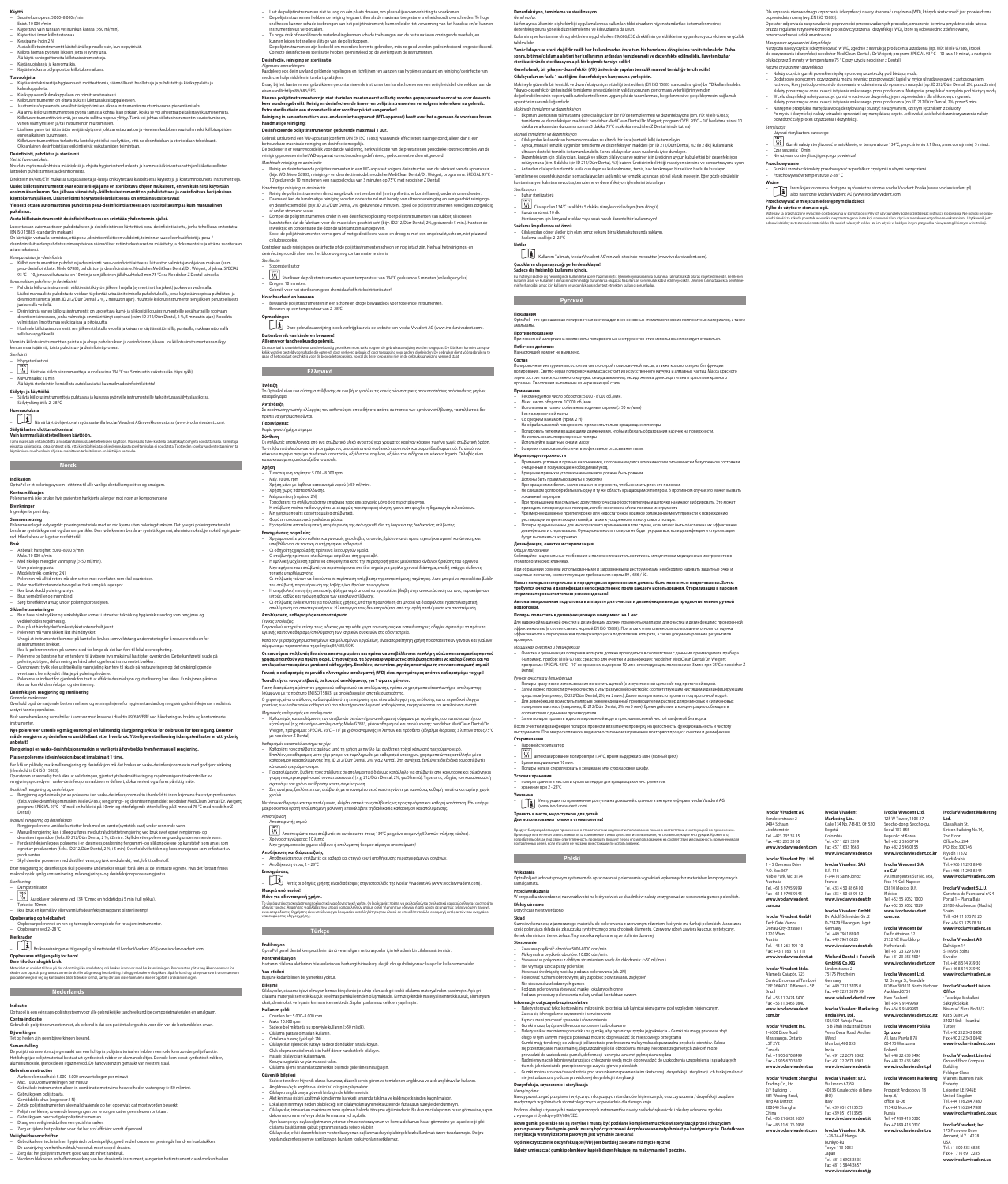## Käyttö

- Suositeltu nopeus: 5 000–8 000 r/min
- Enint. 10 000 r/min
- Käytettävä vain runsaan vesisuihkun kanssa (> 50 ml/min).
- Käytettävä ilman kiillotustahnaa.
- Kasikappale (noin 2 N)
- Aseta kiillotusinstrumentti kiastettävälle pinnalle vain, kun se pyörii.
- Kiillota hieman pyörien liikkein, jotta ei synny ura.
- Älä käytä vahingoittuneita kiillotusinstrumentteja.
- Käytä suojalaseja ja kasvomaskia.
- Käytä tehokasta pölynpoistoa kiillotuksen aikana.

### Turvaohjeita

- Käytä vain teknisesti ja hygieenisesti moitteettomia, säännöllisesti huollettuja ja puhdistettuja käsikappaleita ja kulmakappaleita.
- Käsikappaleen/kulmakappaleen on toimittava tasaisesti.
- Kiillotusinstrumentin on oltava tiukasti kiinni kulmakappaleessa.
- Asettumista/vipuamista on vältettävä pyörimisen aikana murtumisvaaran pienentämiseksi.
- Älä anna kiillotusinstrumenttien pyöriä samassa kohtaa liian pitkään, koska se voi aiheuttaa paikallista ylikuumenemista.
- Kiillotusinstrumentti vanhenee, jos suurin sallittu nopeus ylittyy. Tämä voi johtaa kiillotusinstrumentin vaurioitumiseen, vaaran säästymiseen ja/tai instrumentin murtumiseen.
- Liiallinen paine tai riittämätön vesijäähdytys voi johtaa restauraation ja viereisen kudoksen vaurioihin sekä kiillotusinstrumentin ennenaikaiseen kulumiseen.
- Kiillotusinstrumentin on tarkistettava kestokäyttöisiksi edellyttäen, että ne desinfioidaan ja steriloidaan tehokkaasti. Oikeanlainen desinfiointi ja sterilointi eivät vaikuta niiden toimintaan.

### Desinfiointi, puhdistus ja sterilointi

*Yleisiä huomautuksia:*

Kouluta myös muulle hoitohenkilökunnalle hygieniakäytäntöjä ja hammaslääketieteellisen laitteiden käyttöä.

Direktiivin 89/686/ETY mukaisia suojakäsineitä on käytettävä instrumenttien käsittelyssä.

**Uudet kiillotusinstrumentit ovat epästeriilejä ja ne on steriloitava ennen ensimmäistä käyttöä. Sen jälkeen viimeistään kiillotusinstrumentti on puhdistettava ja desinfioitava heti jokaisen käytön jälkeen. Suosittelemme koneellista menetelmää.**

**Puhdistettu tai desinfioitu instrumentti on puhdistettava enintään yhden tunnin ajaksi.**

Desinfiointi- ja puhdistusvaiheet on suoritettava steriilin ohjeiden mukaisesti (EN ISO 15883 -standardin mukaan).

*Konepuhdistus ja -desinfiointi*

- Kiillotusinstrumenttien puhdistus ja desinfiointi pesu-desinfiointilaitteessa (esim. Miele G7882, Neodisher MediClean Dental, 93 °C – 10 min).

*Manuaalinen puhdistus ja desinfiointi*

- Puhdista kiillotusinstrumentti välittömästi käytön jälkeen harjalla (synteettiset harjakset) juoksevan veden alla.
- Upota instrumentti desinfiointi- ja puhdistusliuokseen (esim. ID 212/Dürr Dental, 2 %).
- Huuhtele kiillotusinstrumentti tislatulla vedellä ja kuivaa.

Varmista kiillotusinstrumenttien puhtaus ja ehjyys puhdistuksen ja desinfioinnin jälkeen.

*Sterilointi*

- Höyrysterilaattori
- Kiinteä kiillotusinstrumentteja autoklaavissa 134 °C:ssa 5 minuutin ajan.
- Kuivumisaika: 10 min
- Älä kuivaa steriloinnin kemiallisia autoklaavissa.

### Säilytys ja kuljetus

- Säilytä kiillotusinstrumentteja puhtaassa ja kuivassa pyörivälle instrumentille tarkoitetussa säilytyslaatikossa.
- Säilytyslämpötila 2–28 °C

### Huomautuksia

Nämä käyttöohjeet ovat myös saatavilla Ivoclar Vivadent AG:n verkkosivustolla (www.ivoclarvivadent.com).

**Säilytä lasten ulottumattomissa! Vain hammaslääketieteelliseen käyttöön.**

## Norsk

### Indikasjon

OptraPol er et polerningssystem for enkle til alle vanlige dentalkompositter og amalgam.

### Kontraindikasjon

Polerene må ikke brukes hvis pasienten har kjente allergier mot noen av komponentene.

### Bivirkninger

Ingen kjente per i dag.

### Sammensetning

Polerene er laget av fyregdelt poleringsmateriale med en rod kjerne uten poleringsfunksjon. Det lysegrå poleringsmaterialet består av syntetisk gummi og diamantpartikler. Den røde kjernen består av syntetisk gummi, aluminiumoksid, jernoksid og organisk rød. Håndtaksene er laget av rustfritt stål.

### Bruk

- Anbefalt hastighet: 5000–8000 r/min
- Maks. 10 000 r/min
- Med rikelige mengder vannspray (> 50 ml/min).
- Uten poleringspasta.
- Middels trykk (omkring 2N)
- Poleneren må alltid rotere når den settes mot overflaten som skal bearbeides.
- Poler med lett roterende bevegelser for å unngå å lage spor.
- Ikke bruk skadd poleringsutstyr.
- Bruk vernebriller og munnbind.
- Sørg for effektivt avsug under poleringsprosedyren.

### Sikkerhetsanvisninger

- Bruk bare håndstykker og vinkelstykker som er i utmerket teknisk og hygienisk stand og som rengjøres og vedlikeholdes regelmessig.
- Pass på at håndstykker/vinkelstykket roterer helt jevnt.
- Poleneren må være sikkert låst i håndstykket.
- Unngå at instrumentet kommer på kant eller brukes som vektstang under rotering for å redusere risikoen for at instrumentet brekker.
- Ikke la poleneren rotere på samme sted for lenge da det kan føre til lokal overoppheting.
- Poleneren og bantene har en tendens til å vibrere hvis maksimal hastighet overskrides. Dette kan føre til skade på poleringsutstyret, deformering av håndtaket og/eller at instrumentet brekker.
- Overdrevent trykk eller utilstrekkelig vannkjøling kan føre til skade på restaureringen og det omkringliggende vevet samt forskyndes slitasje på poleringsutstyret.
- Polerene er indisert for gjentatt bruk såfremt at effektiv desinfeksjon og sterilisering kan sikres. Funksjonen påvirkes ikke av korrekt desinfeksjon og sterilisering.

### Desinfeksjon, rengjøring og sterilisering

*Generelle merknader:*

Overhold også de nasjonale bestemmelsene og retningslinjene for hygienestandard og rengjøring/desinfeksjon av medisinsk utstyr i tannlegepraksiser.

Bruk vernehansker og vernebriller i samsvar med kravene i direktiv 89/686/EØF ved håndtering av brukte og kontaminerte instrumenter.

**Nye polerere er usterile og må gjennomgå en fullstendig klargjøringssyklus før de brukes for første gang. Deretter må de rengjøres og desinfiseres umiddelbart etter hver bruk. Ytterligere sterilisering i dampautoklaver er uttrykkelig anbefalt!**

**Rengjøring i en vaske-desinfeksjonsmaskin er vanligvis å foretrekke fremfor manuell rengjøring.**

**Plasser polerene i desinfeksjonsbadet i maksimalt 1 time.**

For å få en pålitelig maskinell rengjøring og desinfeksjon må det brukes en vaske-desinfeksjonsmaskin med godkjent virkning (i henhold til EN ISO 15883).

*Maskinell rengjøring og desinfeksjon*

- Rengjøring og desinfeksjon av polerene i en vaske-desinfeksjonsmaskin i henhold til instruksjonene fra utstyrsprodusenten (f.eks. vaske-desinfeksjonsmaskin: Miele G7883; rengjørings- og desinfiseringsmiddel: Neodisher MediClean Dental/Dr. Weigert; program: SPECIAL 93 °C–10' med en holdetid på 10 min og etterfølgende etterskylling på 3 min ved 75 °C med neodisher Z Dental).

*Manuell rengjøring og desinfeksjon*

- Rengjør polerene umiddelbart etter bruk med en børste (syntetisk bust) under rennende vann.
- Manuell rengjøring kan i tillegg utføres med ultralydstøttet rengjøring ved bruk av et egnet rengjørings- og desinfeksjonsmiddel (f.eks. ID 212/Dürr Dental, 2 %, 2 min). Skyll deretter polerene under rennende vann.
- For desinfeksjon legges polerene i en desinfeksjonsløsning for gummi- og silikonpolerere av kompatibilitet med egnet desinfeksjonsmiddel (f.eks. ID 212/Dürr Dental, 2 %, 5 min). Overhold anvisningene fra produsenten.
- Skyll deretter polerene med destillert vann, og tørk med ubrukt, rent, lofritt cellestoff.

Etter rengjøring og desinfeksjon skal polerene undersøkes visuelt for å sikre at de er intakte og rene.

*Sterilisering*

- Dampsterilisator
- Autoklaver polerene ved 134 °C med en holdetid på 5 min (full syklus).
- Tørketid: 10 min
- Ikke bruk en kjemiklav eller varmluftsdesinfiseringsapparat til sterilisering!

### Oppbevaring og holdbarhet

- Oppbevar polerene i en ren og tørr oppbevaringsboks for rotasjonsinstrumenter.
- Oppbevares ved 2–28 °C

### Merknader

Bruksanvisningen er tilgjengelig på nettstedet til Ivoclar Vivadent AG (www.ivoclarvivadent.com).

**Oppbevares utilgjengelig for barn! Bare til odontologisk bruk.**

## Nederlands

### Indicatie

OptraPol is een eenstaps-polijstsysteem voor alle gebruikelijke tandheelkundige composietmaterialen en amalgaam.

### Contra-indicatie

Gebruik de polijstinstrumenten niet, als bekend is dat een patiënt allergisch is voor een van de bestanddelen ervan.

### Bijwerkingen

Tot op heden zijn geen bijwerkingen bekend.

### Samenstelling

De polijstinstrumenten zijn gemaakt van een tintgrijs polijstmateriaal en hebben een rode kern zonder polijstfunctie. Het lichtgrijze polijstmateriaal bestaat uit synthetisch rubber en diamantdeeltjes. De rode kern bevat synthetisch rubber, aluminiumoxide, ijzeroxide en organisch rood. De handvatten zijn gemaakt van roestvrij staal.

### Gebruiksinstructies

- Aanbevolen snelheid: 5.000–8.000 omwentelingen per minuut
- Max. 10.000 omwentelingen per minuut
- Gebruik de instrumenten alleen in combinatie met ruime hoeveelheden waterspray (> 50 ml/min).
- Gebruik geen polijstpasta.
- Gemiddelde druk (ongeveer 2 N)
- Zet de polijstinstrumenten alleen al draaiende op het oppervlak dat moet worden bewerkt.
- Polijst met kleine, roterende bewegingen om te zorgen dat er geen sleuven ontstaan.
- Gebruik geen beschadigde polijstinstrumenten.
- Draag een veiligheidsbril en een gezichtsmasker.
- Zorg er tijdens het polijsten voor dat het stof efficiënt wordt afgevoerd.

### Veiligheidsvoorschriften

- Gebruik alleen technisch en hygiënisch onberispelijke, goed onderhouden en gereinigde hand- en hoekstukken.
- De aandrijving van het handstuk/hoekstuk moet soepel draaien.
- Zorg dat het polijstinstrument goed vast zit in het handstuk.
- Voorkom blokkeren en hefboomwerking van het draaiende instrument, aangezien het instrument daardoor kan breken.
- Laat de polijstinstrumenten niet te lang op één plaats draaien, om plaatselijke oververhitting te voorkomen.
- De polijstinstrumenten hebben de neiging te gaan trillen als de maximaal toegelaten snelheid wordt overschreden. Te hoge snelheden kunnen schade toebrengen aan het polijstinstrument, kunnen leiden tot vervorming van het handvat en/of kunnen instrumentbreuk veroorzaken.
- Te hoge druk of onvoldoende waterkoeling kunnen schade toebrengen aan de restauratie en omringende weefsels, en kunnen leiden tot snellere slijtage van de polijstknoppen.
- De polijstinstrumenten zijn bedoeld om meerdere keren te gebruiken, mits ze goed worden gedesinfecteerd en gesteriliseerd. Correcte desinfectie en sterilisatie hebben geen invloed op de werking van de instrumenten.

### Desinfectie, reiniging en sterilisatie

*Algemene opmerkingen:*

Raadpleeg ook de in uw land geldende regelingen en richtlijnen ten aanzien van hygiënestandaard en reiniging/desinfectie van medische hulpmiddelen in tandartspraktijken.

Draag bij het hanteren van gebruikte en gecontamineerde instrumenten handschoenen en een veiligheidsbril die voldoen aan de eisen van Richtlijn 89/686/EEG.

**Nieuwe polijstinstrumenten zijn niet steriel en moeten eerst volledig worden gereprepareerd voordat ze voor de eerste keer worden gebruikt. Reinig en desinfecteer de finees- en polijstinstrumenten onmiddellijk na elk gebruik. Extra sterilisatie in een stoomsterilisator wordt expliciet aangeraden!**

**Reiniging in een automatisch was- en desinfectieapparaat (WD-apparaat) heeft over het algemeen de voorkeur boven handmatige reiniging!**

**Desinfecteer de polijstinstrumenten gedurende maximaal 1 uur.**

Gebruik uitsluitend een WD-apparaat (conform DIN EN ISO 15883) waarvan de effectiviteit is aangetoond, alleen dan is een betrouwbare machinale reiniging en desinfectie mogelijk.

De bedienaar is er verantwoordelijk voor dat de validering, herkwalificatie van de prestaties en periodieke routinecontroles van de reinigingsprocessen in het WD-apparaat correct worden gedefinieerd, gedocumenteerd en uitgevoerd.

*Machinale reiniging en desinfectie*

- Reinig en desinfecteer de polijstinstrumenten in een WD-apparaat volgens de instructies van de fabrikant van de apparatuur (bijv. WD: Miele G7883; reinigings- en desinfectiemiddel: neodisher MediClean Dental/Dr. Weigert; programma: SPECIAL 93 °C – 10' gedurende 10 minuten en een naspoelcyclus van 3 minuten op 75 °C met neodisher Z Dental)

*Handmatige reiniging en desinfectie*

- Reinig de polijstinstrumenten direct na gebruik met een borstel (met synthetische borstelharen), onder stromend water.
- Daarnaast kan de handmatige reiniging worden ondersteund met behulp van ultrasone reiniging en een geschikt reinigings- en desinfectiemiddel (bijv. ID 212/Dürr Dental, 2%, gedurende 2 minuten). Spoel de polijstinstrumenten vervolgens zorgvuldig af onder stromend water.
- Dompel de polijstinstrumenten onder in een desinfectieoplossing voor polijstinstrumenten van rubber, siliconen en kunststoffen dat de fabrikant voor dat materialen geschikt acht (bijv. ID 212/Dürr Dental, 2%, gedurende 5 min). Hanteer de inwerktijd en concentratie die door de fabrikant zijn aangegeven.
- Spoel de polijstinstrumenten vervolgens af met gedestilleerd water en droog ze met een ongebruikt, schoon, niet-pluizend cellulosedoekje.

Controleer na de reiniging en desinfectie of de polijstinstrumenten schoon en nog intact zijn. Herhaal het reinigings- en desinfectieproces als er met het blote oog nog contaminatie te zien is.

*Sterilisatie*

- Stoomsterilisator
- Steriliseer de polijstinstrumenten op een temperatuur van 134 °C gedurende 5 minuten (volledige cyclus).
- Drogen: 10 minuten.
- Gebruik voor het steriliseren geen chemiclaaf of heteluchtsterilisator!

### Houdbaarheid en bewaren

- Bewaar de polijstinstrumenten in een schone en droge bewaardoos voor roterende instrumenten.
- Bewaren op een temperatuur van 2–28 °C

### Opmerkingen

Deze gebruiksaanwijzing is ook verkrijgbaar via de website van Ivoclar Vivadent AG (www.ivoclarvivadent.com).

**Buiten bereik van kinderen bewaren! Alleen voor tandheelkundig gebruik.**

## Ελληνικά

### Ένδειξη

Το OptraPol είναι ένα σύστημα στίλβωσης σε ένα βήμα για όλες τις κοινές οδοντιατρικές αποκαταστάσεις από σύνθετες ρητίνες και αμάλγαμα.

### Αντένδειξη

Σε περίπτωση γνωστής αλλεργίας του ασθενούς σε οποιοδήποτε από τα συστατικά των οργάνων στίλβωσης, τα στιλβωτικά δεν πρέπει να χρησιμοποιούνται.

### Παρενέργειες

Καμία γνωστή μέχρι σήμερα

### Σύνθεση

Οι στιλβωτές αποτελούνται από ένα στιλβωτικό υλικό ανοικτού γκρι χρώματος και έναν κόκκινο πυρήνα χωρίς στιλβωτική δράση. Το στιλβωτικό υλικό ανοικτού γκρι χρώματος αποτελείται από συνθετικό καουτσούκ και σωματίδια διαμαντιού. Ο κόκκινος πυρήνας περιέχει συνθετικό καουτσούκ, οξείδιο του αργιλίου, οξείδιο του σιδήρου και κόκκινη χρωστική. Οι λαβές είναι κατασκευασμένες από ανοξείδωτο ατσάλι.

### Χρήση

- Συνιστώμενη ταχύτητα: 5.000 – 8.000 rpm
- Μέγ. 10.000 rpm
- Χρήση μόνο με άφθονο καταιονισμό νερού (>50 ml/min).
- Χρήση χωρίς πάστα στίλβωσης.
- Μέτρια πίεση (περίπου 2Ν)
- Τοποθετείτε το στιλβωτικό στην επιφάνεια προς επεξεργασία μόνο όσο περιστρέφονται.
- Η στίλβωση πρέπει να διενεργείται με ελαφριές περιστροφικές κινήσεις για να αποφευχθεί η δημιουργία αυλακώσεων.
- Μη χρησιμοποιείτε κατεστραμμένα στιλβωτικά.
- Φοράτε προστατευτικά γυαλιά και μάσκα.
- Εξασφαλίστε αποτελεσματική αναρρόφηση της σκόνης καθ' όλη τη διάρκεια της διαδικασίας στίλβωσης.

### Επισημάνσεις ασφαλείας

- Χρησιμοποιείτε μόνο ευθείες και γωνιακές χειρολαβές, οι οποίες βρίσκονται σε άψογη τεχνική και υγιεινή κατάσταση, και υποβάλλονται σε τακτική συντήρηση και καθαρισμό.
- Οι οδηγοί της χειρολαβής πρέπει να λειτουργούν ομαλά.
- Ο στιλβωτής πρέπει να κλειδώνει με ασφάλεια στη χειρολαβή.
- Η μπλοκαρίσει/μόχλευση πρέπει να αποφεύγεται κατά την περιστροφή για να μειώνεται ο κίνδυνος θραύσης του οργάνου.
- Μην αφήνετε τους στιλβωτές να περιστρέφονται στο ίδιο σημείο για μεγάλο χρονικό διάστημα, καθώς υπάρχει κίνδυνος τοπικής υπερθέρμανσης.
- Οι στιλβωτές τείνουν να δονούνται σε περίπτωση υπέρβασης της επιτρεπόμενης ταχύτητας. Αυτό μπορεί να προκαλέσει βλάβη του στιλβωτή, παραμόρφωση της λαβής ή/και θραύση του οργάνου.
- Η υπερβολική πίεση ή η ανεπαρκής ψύξη με νερό μπορεί να προκαλέσει βλάβη στην αποκατάσταση και τους περιφερειακούς ιστούς, καθώς και πρόωρη φθορά των κεφαλών στίλβωσης.
- Οι στιλβωτές ενδείκνυνται για πολλαπλές χρήσεις, υπό την προϋπόθεση ότι μπορεί να διασφαλιστεί η αποτελεσματική απολύμανση και αποστείρωση τους. Η λειτουργία τους δεν επηρεάζεται από την ορθή απολύμανση και αποστείρωση.

### Απολύμανση, καθαρισμός και αποστείρωση

*Γενικές οδηγίες:*

Παρακαλούμε τηρείτε επίσης τους εθνικούς για την κάθε χώρα κανονισμούς και κατευθυντήριες οδηγίες σχετικά με τα πρότυπα υγιεινής και τον καθαρισμό/απολύμανση των ιατρικών συσκευών στα οδοντιατρεία.

Κατά τον χειρισμό χρησιμοποιημένων και μολυσμένων εργαλείων, είναι απαραίτητη η χρήση προστατευτικών γαντιών και γυαλιών σύμφωνα με τις απαιτήσεις της οδηγίας 89/686/ΕΟΚ.

**Οι καινούριοι στιλβωτές δεν είναι αποστειρωμένοι και πρέπει να υποβληθούν σε πλήρη κύκλο προετοιμασίας πριν χρησιμοποιηθούν για πρώτη φορά. Στη συνέχεια, τα χρησιμοποιημένα στιλβωτές πρέπει να καθαρίζονται και να απολυμαίνονται αμέσως μετά από κάθε χρήση. Επιπλέον, συνιστάται ρητά η αποστείρωση στον αποστειρωτή ατμού!**

**Γενικά, ο καθαρισμός σε μονάδα πλυντηρίου-απολυμαντή (WD) είναι προτιμότερος από τον καθαρισμό με το χέρι!**

**Τοποθετήστε τους στιλβωτές σε λουτρό απολύμανσης για 1 ώρα το μέγιστο.**

Για τη διασφάλιση αξιόπιστου μηχανικού καθαρισμού και απολύμανσης, πρέπει να χρησιμοποιείται πλυντήριο-απολυμαντής (σύμφωνα με το πρότυπο EN ISO 15883) με αποδεδειγμένη αποτελεσματικότητα.

Ο φορέας είναι υπεύθυνος να διασφαλίσει ότι η επικύρωση, η εκ νέου αξιολόγηση της απόδοσης και οι περιοδικοί έλεγχοι ρουτίνας των διαδικασιών καθαρισμού στο πλυντήριο-απολυμαντή καθορίζονται, τεκμηριώνονται και εκτελούνται σωστά.

*Μηχανικός καθαρισμός και απολύμανση*

- Καθαρισμός και απολύμανση των στιλβωτών σε πλυντήριο-απολυμαντή σύμφωνα με τις οδηγίες του κατασκευαστή του εξοπλισμού (π.χ. πλυντήριο-απολυμαντής: Miele G7883, μέσο καθαρισμού και απολύμανσης: neodisher MediClean Dental/Dr. Weigert, πρόγραμμα: SPECIAL 93 °C – 10΄ με χρόνο αναμονής 10 λεπτών και πρόσθετο έκπλυμα διάρκειας 3 λεπτών στους 75 °C με neodisher Z Dental)

*Καθαρισμός και απολύμανση με το χέρι*

- Καθαρίστε τους στιλβωτές αμέσως μετά τη χρήση με πινέλο (με συνθετικές τρίχες) κάτω από τρεχούμενο νερό.
- Επιπλέον, ο καθαρισμός με το χέρι μπορεί να συμπληρωθεί με καθαρισμό υπερήχων, χρησιμοποιώντας κατάλληλο μέσο καθαρισμού και απολύμανσης (π.χ. ID 212/Dürr Dental, 2%, για 2 λεπτά). Στη συνέχεια, ξεπλύνετε διεξοδικά τους στιλβωτές κάτω από τρεχούμενο νερό.
- Για απολύμανση, βυθίστε τους στιλβωτές σε απολυμαντικό διάλυμα κατάλληλο για στιλβωτές από καουτσούκ και σιλικόνη και για ρητίνες, εγκεκριμένο από τον κατασκευαστή (π.χ. ID 212/Dürr Dental, 2%, για 5 λεπτά). Τηρήστε τις οδηγίες του κατασκευαστή για το χρόνο δράσης και τη συγκέντρωση.
- Στη συνέχεια, ξεπλύνετε τους στιλβωτές με απεσταγμένο νερό και στεγνώστε με καινούριο, καθαρό πετσέτα κυτταρίνης χωρίς χνούδι.

Μετά τον καθαρισμό και την απολύμανση, ελέγξτε οπτικά τους στιλβωτές ως προς την άρτια και καθαρή κατάσταση. Εάν υπάρχει μακροσκοπικά ορατή υπολειπόμενη μόλυνση, επαναλάβετε τη διαδικασία καθαρισμού και απολύμανσης.

*Αποστείρωση*

- Αποστειρωτής ατμού
- Αποστειρώστε τους στιλβωτές σε αυτόκαυστο στους 134 °C με χρόνο αναμονής 5 λεπτών (πλήρης κύκλος).
- Χρόνος στεγνώματος: 10 λεπτά
- Μην χρησιμοποιείτε χημικό κλίβανο ή απολυμαντή θερμού αέρα για αποστείρωση!

### Αποθήκευση και διάρκεια ζωής

- Αποθηκεύστε τους στιλβωτές σε καθαρό και στεγνό κουτί αποθήκευσης περιστρεφόμενων οργάνων.
- Αποθήκευση στους 2 – 28 °C

### Επισημάνσεις

Αυτές οι οδηγίες χρήσης είναι διαθέσιμες στην ιστοσελίδα της Ivoclar Vivadent AG (www.ivoclarvivadent.com).

**Μακριά από παιδιά! Μόνο για οδοντιατρική χρήση.**

## Türkçe

### Endikasyon

OptraPol genel dental kompozitlerin tümü ve amalgam restorasyonlar için tek adımlı bir cilalama sistemidir.

### Kontrendikasyon

Hastanın cilalama aletlerinin bileşenlerinden herhangi birine karşı alerjik olduğu biliniyorsa cilalayıcılar kullanılmamalıdır.

### Yan etkileri

Bugüne kadar bilinen bir yan etkisi yoktur.

### Bileşimi

Cilalayıcılar, cilalama işlevi olmayan kırmızı bir çekirdeğe sahip olan açık gri renkli cilalama materyalinden yapılmıştır. Açık gri cilalama materyali sentetik kauçuk ve elmas partiküllerinden oluşmaktadır. Kırmızı çekirdek materyali sentetik kauçuk, alüminyum oksit, demir oksit ve organik kırmızı içermektedir. Sapları paslanmaz çelikten yapılmıştır.

### Kullanım şekli

- Önerilen hız: 5.000–8.000 rpm
- Maks. 10.000 rpm
- Sadece bol miktarda su spreyiyle kullanın (>50 ml/dk).
- Cilalama pastası olmadan kullanın.
- Ortalama basınç (yaklaşık 2N)
- Cilalayıcıları işlenecek yüzeye sadece döndükleri sırada koyun.
- Oluk oluşmasını önlemek için hafif döner hareketlerle cilalayın.
- Hasarlı cilalayıcıları kullanmayın.
- Koruyucu gözlük ve yüz maskesi takın.
- Cilalama işlemi esnasında tozun etkin biçimde giderilmesini sağlayın.

### Güvenlik bilgileri

- Sadece teknik ve hijyenik olarak kusursuz, düzenli servis gören ve temizlenen angldruva ve açık angldruvalar kullanın.
- Angldruva/açık angldruva sürücüsü düzgün çalışmalıdır.
- Cilalayıcı angldruvaya güvenli bir biçimde kilitlenmelidir.
- Alet kırılması riskini azaltmak için dönme hareketi sırasında takılma ve kaldıraç etkisinden kaçınılmalıdır.
- Lokal aşırı ısınmaya neden olabileceği için cilalayıcıların aynı nokta üzerinde fazla uzun süreyle döndürmeyin.
- Cilalayıcılar, izin verilen maksimum hızın aşılması halinde titreşme eğilimindedir. Bu durum cilalayıcının hasar görmesine, sapın deformasyonuna ve/veya aletin kırılmasına yol açabilir.
- Aşırı basınç veya suyla soğutmanın yetersiz olması restorasyonun ve komşu dokunun hasar görmesine yol açabileceği gibi cilalama başlıklarının çabuk yıpranmasına da sebep olabilir.
- Cilalayıcılar, etkili dezenfeksiyon ve sterilizasyonun sağlanması kaydıyla birçok kez kullanılmak üzere tasarlanmıştır. Doğru yapılan dezenfeksiyon ve sterilizasyon bunların fonksiyonelerini etkilemez.

### Dezenfeksiyon, temizleme ve sterilizasyon

*Genel notlar:*

Lütfen aynca ülkenizin diş hekimliği uygulamalarında kullanılan tıbbi cihazların hijyen standartları ile temizlenmesine/dezenfeksiyonuna yönelik düzenlemelerine ve kılavuzlarına da uyun.

Kullanılmış ve kontamine olmuş aletlerle meşgul olurken 89/686/EEC direktifinin gereklilikleriyle uyum koruyucu eldiven ve gözlük takılmalıdır.

**Yeni cilalayıcılar steril değildir ve ilk kez kullanılmadan önce tam bir hazırlama döngüsüne tabi tutulmalıdır. Daha sonra, bitirme/cilalama aletleri her kullanımın ardından temizlenmeli ve dezenfekte edilmelidir. İlaveten buhar sterilizatöründe sterilizasyon açık biçimde tavsiye edilir!**

**Genel olarak, bir yıkayıcı-dezenfektör (YD) ünitesinde yapılan temizlik manuel temizliğe tercih edilir!**

**Cilalayıcıları en fazla 1 saatliğine dezenfeksiyon banyosuna yerleştirin.**

Makineyle güvenilir bir temizlik ve dezenfeksiyon için etkinliği test edilmiş (EN ISO 15883 standardına göre) bir YD kullanılmalıdır.

Yıkayıcı-dezenfektör ünitesindeki temizleme prosedürlerinin validasyonunun, performans yeterliliğinin yeniden değerlendirilmesinin ve periyodik rutin kontrollerinin uygun şekilde tanımlanması, belgelenmesi ve gerçekleştirilmesi işletmeci operatörün sorumluluğundadır.

*Makinede temizleme ve dezenfeksiyon*

- Bitirme aletlerinin bilmakarsa göre üreticilerin bir YD'de temizlenmesi ve dezenfeksiyonu (örn. YD: Miele G7883; temizleme ve dezenfeksiyon maddesi: neodisher MediClean Dental/ Dr. Weigert; program: ÖZEL 93 °C – 10' bekletme süresi 10 dakika ve arkasından durulama sonrası 3 dakika 75 °C sıcaklıkta neodisher Z Dental içinde tutma)

*Manuel temizleme ve dezenfeksiyon*

- Cilalayıcıları kullanıldıktan hemen sonra akan su altında bir fırça (sentetik kıl) ile temizleyin.
- Ayrıca, manuel temizlik uygun bir temizleme ve dezenfeksiyon maddesi (ör. ID 212/Dürr Dental, %2 ile 2 dk.) kullanılarak ultrason destekli temizlik ile tamamlanabilir. Sonra cilalayıcıları akan su altında iyice durulayın.
- Dezenfeksiyon için cilalayıcıları, kauçuk ve silikon cilalayıcılar ve reçineler için üreticinin uygun kabul ettiği bir dezenfeksiyon solüsyonuna (örn. 5 dakika için ID 212/Dürr Dental, %2) batırın. Üreticinin belirttiği maruziyet süresine ve konsantrasyona uyun.
- Ardından cilalayıcıları damıtık su ile durulayın ve kullanılmamış, temiz, hav bırakmayan bir selüloz bezle kurulayın.

Temizleme ve dezenfeksiyondan sonra cilalayıcıları sağlamlık ve temizlik açısından görsel olarak inceleyin. Eğer gözle görülebilir kontaminasyon kalıntısı mevcutsa, temizleme ve dezenfeksiyon işlemlerini tekrarlayın.

*Sterilizasyon*

- Buhar sterilizatörü
- Cilalayıcıları 134 °C sıcaklıkta 5 dakika otoklava tabi tutun (tam döngü).
- Kurutma süresi: 10 dk.
- Sterilizasyon için kimyasal otoklav veya sıcak havalı dezenfektör kullanmayın!

### Saklama koşulları ve raf ömrü

- Cilalayıcıları döner aletler için olan temiz ve kuru bir saklama kutusunda saklayın.
- Saklama sıcaklığı: 2–28 °C

### Notlar

Kullanım Talimatı, Ivoclar Vivadent AG'nin web sitesinde mevcuttur (www.ivoclarvivadent.com).

**Çocukların ulaşamayacağı yerlerde saklayın! Sadece diş hekimliği kullanımı içindir.**

## Русский

### Показания

OptraPol – это одноэтапная полировочная система для всех основных стоматологических композитных материалов, а также амальгамы.

### Противопоказания

При известной аллергии на компоненты полировочных инструментов от их использования следует отказаться.

### Побочное действие

На настоящий момент не выявлено.

### Состав

Полировочные инструменты состоят из светло-серой полировочной массы, а также красного ядра без функции полирования. Светло-серая полировочная масса состоит из искусственного каучука и алмазных частиц. Ядро красного цвета состоит из искусственного каучука, оксида алюминия, оксида железа, диоксида титана и красного органического пигмента. Хвостовики выполнены из нержавеющей стали.

### Применение

- Рекомендуемое число оборотов: 5 000 - 8 000 об./мин.
- Макс. число оборотов: 10 000 об./мин.
- Использовать только с обильным водяным спреем (> 50 мл/мин)
- Без полировочной пасты
- Со средним нажимом (прим. 2 Н)
- На обрабатываемой поверхности применять только вращающиеся полиры
- Полировать легкими вращающими движениями, чтобы избежать образования насечек на поверхности.
- Не использовать поврежденные полиры
- Используйте защитные очки и маску
- Во время полировки обеспечить эффективное отсасывание пыли.

### Меры предосторожности

- Применять угловые и прямые наконечники, которые находятся в техническом и гигиеническом безупречном состоянии, очищены и получающие необходимый уход.
- Вращение прямых и угловых наконечников должно быть ровным.
- Должны быть правильно зажаты в роторном
- При вращении избегать заклинивания инструмента, чтобы снизить риск его поломки.
- Не слишком долго обрабатывать одну и ту же область вращающимся полиром. В противном случае это может вызвать локальный перегрев.
- При превышении максимально допустимого числа оборотов полиры и щеточки начинают вибрировать. Это может приводить к повреждению полиров, легкий хвостовика и/или поломке инструмента.
- Чрезмерное давление при полировке или недостаточное водяное охлаждение могут привести к повреждению реставрации и прилегающих тканей, а также к ускоренному износу самого полира.
- Полиры предназначены для многоразового применения в том случае, если может быть обеспечена их эффективная дезинфекция и стерилизация. Функциональность полиров не будет ухудшаться, если дезинфекция и стерилизация будут выполнены корректно.

### Дезинфекция, очистка и стерилизация

*Общие положения*

Соблюдайте национальные требования и положения касательно гигиены и подготовки медицинских инструментов в стоматологических клиниках.

При обращении со всеми использованными и загрязненными инструментами необходимо надевать защитные очки и защитные перчатки, соответствующие требованиям нормы 89 / 686 / ЕС.

**Новые полиры нестерильны и перед первым применением должны быть полностью подготовлены. Затем требуется очистка и дезинфекция непосредственно после каждого использования. Стерилизация в паровом стерилизаторе настоятельно рекомендована!**

**Автоматизированная подготовка в аппарате для очистки и дезинфекции всегда предпочтительнее ручной подготовки.**

**Полиры поместить в дезинфицирующую ванну макс. на 1 час.**

Для надежной машинной очистки и дезинфекции должен применяться аппарат для очистки и дезинфекции с проверенной эффективностью (в соответствии с нормой EN ISO 15883). При этом ответственность пользователя состоит в оценке эффективности и периодической проверке процесса подготовки в аппарате, а также документировании результатов проверки.

*Машинная очистка и дезинфекция*

- Очистка и дезинфекция полиров в аппарате должна проводиться в соответствии с данными производителя прибора (например, прибор: Miele G7883; средство для очистки и дезинфекции: neodisher MediClean Dental/Dr. Weigert; программа: SPECIAL 93°C – 10' со временем выдержки 10 мин. с последующим полосканием 3 мин. при 75°C с neodisher Z Dental).

*Ручная очистка и дезинфекция*

- Полиры сразу после использования почистить щеткой (с искусственной щетиной) под проточной водой.
- Затем возможно провести ручную очистку с ультразвуковой очисткой с соответствующими чистящим и дезинфицирующим средством (например, ID 212/Dürr Dental, 2%, на 2 мин.). Далее полиры нужно тщательно промыть под проточной водой.
- Для дезинфекции поместить полиры в рекомендованный производителем раствор для резиновых и силиконовых полиров и пластмасс (например, ID 212/Dürr Dental, 2%, на 5 мин). Время действия и концентрацию соблюдать в соответствии с данными производителя.
- Затем полиры промыть в дистиллированной воде и просушить свежей чистой салфеткой без ворса.

После очистки и дезинфекции полиров провести визуальную проверку на целостность, функциональность и чистоту инструментов. При макроскопически видимом остаточном загрязнении повторить процесс очистки и дезинфекции.

### Стерилизация

- Паровой стерилизатор
- автоклавирование полиров при 134°С, время выдержки 5 мин. (полный цикл)
- Время высушивания: 10 мин.
- Полиры нельзя стерилизовать в химиклаве или сухожаровом шкафу.

### Условия хранения

- полиры хранить в чистом и сухом штендере для вращающихся инструментов.
- хранение при 2 - 28°С

### Указание

Инструкция по применению доступна на домашней странице в интернете фирмы Ivoclar Vivadent AG (www.ivoclarvivadent.com).

**Хранить в месте, недоступном для детей! Для использования только в стоматологии!**

## Polski

### Wskazania

OptraPol jest jednoetapowym systemem do opracowania i polerowania wypełnień wykonanych z materiałów kompozytowych i amalgamatu.

### Przeciwwskazania

W przypadku stwierdzonej nadwrażliwości na któryś ze składników nalezy zrezygnować ze stosowania gumek polerskich.

### Efekty uboczne

Dotychczas nie stwierdzono.

### Skład

Gumki wykonane są z jasnoszarego materiału do polerowania z czerwonym rdzeniem, który nie ma funkcji polerskich. Jasnoszara część polerująca składa się z kauczuku syntetycznego oraz drobinek diamentu. Czerwony rdzeń zawiera kauczuk syntetyczny, tlenek glinu, tlenek żelaza i barwnik organiczny. Trzonki wykonane są ze stali nierdzewnej.

### Stosowanie

- Zalecana prędkość obrotów: 5000-8000 obr./min.
- Maksymalna prędkość obrotów: 10.000 obr./min.
- Stosować w połączeniu z obfitym strumieniem wody do chłodzenia (>50 ml/min.)
- Nie wymaga użycia pasty polerskiej
- Stosować średnią siłę nacisku podczas polerowania (ok. 2N)
- Polerować ruchami obrotowymi, aby zapobiec powstawaniu zagłębień
- Nie stosować uszkodzonych gumek
- Podczas polerowania stosować maskę i okulary ochronne
- Podczas procedury polerowania należy używać ssaków i ssawek

### Informacje dotyczące bezpieczeństwa

- Należy stosować tylko końcówki na mikrosilnik (prostnica lub kątnica) niewagowne pod względem higienicznym.
- Zadaniem tej część rotacyjne używanie z serwisowanie
- Kątnica musi pracować sprawnie i równomiernie
- Gumki muszą być prawidłowo zamocowane i zablokowane
- Należy unikać nadmiernego nacisku na gumkę, aby ograniczyć ryzyko jej pęknięcia – Gumki nie mogą pracować zbyt długo w tym samym miejscu ponieważ może to doprowadzić do miejscowego przegrzania
- Gumki mają tendencję do wibracji przy zastosowaniu przekroczenia maksymalnej dopuszczalnej prędkości obrotów. Zalecana przestrzegać maksymalnej, dopuszczalnej ilości obrotów na minutę. Nieprzestrzeganie tych zaleceń może prowadzić do uszkodzenia gumek, deformacji uchwytu, a nawet pęknięcia narzędzia
- Nadmierny nacisk lub niewystarczające chłodzenie wodą może doprowadzić do uszkodzenia uzupełnienia i sąsiadujących tkanek jak również do przyspieszonego zużycia gumek polerskich
- Gumki można stosować wielokrotnie pod warunkiem zapewnienia im skutecznej dezynfekcji i sterylizacji. Ich funkcjonalność nie jest zaburzona podczas prawidłowej dezynfekcji i sterylizacji

### Dezynfekcja, czyszczenie i sterylizacja

*Uwagi ogólne*

Należy przestrzegać przepisów i wytycznych dotyczących standardów higienicznych, oraz czyszczenia / dezynfekcji urządzeń medycznych w gabinetach stomatologicznych odpowiednio dla danego kraju.

Podczas obsługi używanych i zanieczyszczonych instrumentów należy zakładać rękawiczki i okulary ochronne zgodne z wymogami dyrektywy 89/686/EEC.

**Nowe gumki polerskie nie są sterylne i muszą być poddane kompletnemu cyklowi sterylizacji przed ich użyciem po raz pierwszy. Następnie gumki muszą być czyszczone i dezynfekowane natychmiast po każdym użyciu. Dodatkowo sterylizacja w sterylizatorze parowym jest wyraźnie zalecana!**

**Ogólnie czyszczenie dezynfekujące (WD) jest bardziej zalecane niż mycie ręczne!**

**Należy umieszczać gumki polerskie w kąpieli dezynfekującej na maksymalnie 1 godzinę.**

Dla uzyskania niezawodnego czyszczenia i dezynfekcji należy stosować urządzenia (WD), których skuteczność jest potwierdzona odpowiednią normą (wg. EN ISO 15883).

Operator odpowiada za sprawdzenie poprawności przeprowadzonych procedur, oznaczenie terminu przydatności do użycia oraz za regularne kontrole procesów czyszczenia i dezynfekcji (WD), które są odpowiednio zdefiniowane, przeprowadzane i udokumentowane.

*Maszynowe czyszczenie i dezynfekcja*

Narzędzia należy czyścić i dezynfekować w WD, zgodnie z instrukcją producenta urządzenia (np. WD: Miele G7883; środek do oczyszczania i dezynfekcji neodisher MediClean Dental / Dr Weigert; program: SPECIAL 93 °C – 10 czas 10 minut, a następnie płukać przez 3 minuty w temperaturze 75 °C przy użyciu neodisher z Dental)

*Ręczne czyszczenie i dezynfekcja*

- Należy oczyścić gumki polerskie miękką szczoteczką pod bieżącą wodą.
- Dodatkowo po ręcznym oczyszczeniu można również przeprowadzić kąpiel w myjce ultradźwiękowej z użyciem odpowiedniego środka do czyszczenia i dezynfekcji (np. ID 212/Dürr Dental, 2%, przez 2 min.)
- Należy przestrzegać czasu reakcji i stężenia wskazanego przez producenta. Następnie przepłukać narzędzia pod bieżącą wodą.
- W celu dezynfekcji należy zanurzyć gumki w roztworze dezynfekującym odpowiednim dla silikonowych gumek.
- Należy przestrzegać czasu reakcji i stężenia wskazanego przez producenta (np. ID 212/Dürr Dental, 2%, przez 5 min)
- Następnie przepłukać narzędzia wodą destylowaną i osuszyć niezużywanym, czystym ręcznikiem z celulozy.

Po myciu i dezynfekcji należy sprawdzić wizualnie czy narzędzia są czyste. Jeśli widać zabrudzenia należy powtórzyć cały proces czyszczenia i dezynfekcji.

*Sterylizacja*

- Używać sterylizatora parowego
- Gumki należy sterylizować w autoklawie, w temperaturze 134°C, przy ciśnieniu 3,1 Bara, przez co najmniej 5 minut.
- Czas suszenia: 10min
- Nie używać do sterylizacji gorącego powietrza!

### Przechowywanie

- Gumki i szczoteczki należy przechowywać w pudełku z czystymi i suchymi narzędziami.
- Przechowywać w temperaturze 2-28 °C

### Ważne

Instrukcja stosowania dostępna jest na stronie Ivoclar Vivadent Polska (www.ivoclarvivadent.pl) albo na stronie Ivoclar Vivadent AG (www.ivoclarvivadent.com)

**Przechowywać w miejscu niedostępnym dla dzieci! Tylko do użytku w stomatologii.**

---

**Ivoclar Vivadent AG**
Bendererstrasse 2
9494 Schaan
Liechtenstein
Tel. +423 235 35 35
Fax +423 235 33 60
**www.ivoclarvivadent.com**

**Ivoclar Vivadent Pty. Ltd.**
1 – 5 Overseas Drive
P.O. Box 367
Noble Park, Vic. 3174
Australia
Tel. +61 3 9795 9599
Fax +61 3 9795 9645
**www.ivoclarvivadent.com.au**

**Ivoclar Vivadent GmbH**
Tech Gate Vienna
Donau-City-Strasse 1
1220 Wien
Austria
Tel. +43 1 263 191 10
Fax: +43 1 263 191 111
**www.ivoclarvivadent.at**

**Ivoclar Vivadent Ltda.**
Alameda Caiapós, 723
Centro Empresarial Tamboré
CEP 06460-110 Barueri – SP
Brazil
Tel. +55 11 2424 7400
Fax +55 11 3466 0840
**www.ivoclarvivadent.com.br**

**Ivoclar Vivadent Inc.**
1-6600 Dixie Road
Mississauga, Ontario
L5T 2Y2
Canada
Tel. +1 905 670 8499
Fax +1 905 670 3102
**www.ivoclarvivadent.us**

**Ivoclar Vivadent Shanghai Trading Co., Ltd.**
2/F Building 1,
881 Wuding Road,
Jing An District
200040 Shanghai
China
Tel. +86 21 6032 1657
Fax +86 21 6176 0968
**www.ivoclarvivadent.com**

**Ivoclar Vivadent Marketing Ltd.**
Calle 134 No. 7-B-83, Of. 520
Bogotá
Colombia
Tel. +57 1 627 3399
Fax +57 1 633 1663
**www.ivoclarvivadent.co**

**Ivoclar Vivadent SAS**
B.P. 118
F-74410 Saint-Jorioz
France
Tel. +33 4 50 88 64 00
Fax +33 4 50 68 91 52
**www.ivoclarvivadent.fr**

**Ivoclar Vivadent GmbH**
Dr. Adolf-Schneider-Str. 2
D-73479 Ellwangen, Jagst
Germany
Tel. +49 7961 889 0
Fax +49 7961 6326
**www.ivoclarvivadent.de**

**Wieland Dental + Technik GmbH & Co. KG**
Lindenstrasse 2
75175 Pforzheim
Germany
Tel. +49 7231 3705 0
Fax +49 7231 3579 59
**www.wieland-dental.com**

**Ivoclar Vivadent Marketing (India) Pvt. Ltd.**
503/504 Raheja Plaza
15 B Shah Industrial Estate
Veera Desai Road, Andheri (West)
Mumbai, 400 053
India
Tel. +91 22 2673 0302
Fax +91 22 2673 0301
**www.ivoclarvivadent.in**

**Ivoclar Vivadent s.r.l.**
Via Isonzo 67/69
40033 Casalecchio di Reno (BO)
Italy
Tel. +39 051 6113555
Fax +39 051 6113565
**www.ivoclarvivadent.it**

**Ivoclar Vivadent K.K.**
1-28-24-4F Hongo
Bunkyo-ku
Tokyo 113-0033
Japan
Tel. +81 3 6903 3535
Fax +81 3 5844 3657
**www.ivoclarvivadent.jp**

**Ivoclar Vivadent Ltd.**
12F W-Tower, 1303-37
Seocho-dong, Seocho-gu,
Seoul 137-855
Republic of Korea
Tel. +82 2 536 0714
Fax +82 2 596 0155
**www.ivoclarvivadent.co.kr**

**Ivoclar Vivadent S.A. de C.V.**
Av. Insurgentes Sur No. 863,
Piso 14, Col. Napoles
03810 México, D.F.
México
Tel. +52 55 5062 1000
Fax +52 55 5062 1029
**www.ivoclarvivadent.com.mx**

**Ivoclar Vivadent BV**
De Fruittuinen 32
2132NZ Hoofddorp
Netherlands
Tel. +31 23 529 3791
Fax +31 23 555 4504
**www.ivoclarvivadent.com**

**Ivoclar Vivadent Ltd.**
12 Omega St, Rosedale
PO Box 303011 North Harbour
Auckland 0751
New Zealand
Tel. +64 9 914 9999
Fax +64 9 914 9990
**www.ivoclarvivadent.co.nz**

**Ivoclar Vivadent Polska Sp. z o.o.**
Al. Jana Pawła II 78
00-175 Warszawa
Poland
Tel. +48 22 635 5496
Fax +48 22 635 5469
**www.ivoclarvivadent.pl**

**Ivoclar Vivadent Marketing Ltd.**
Prospekt Andropova 18 korp. 6/
office 10-06
115432 Moscow
Russia
Tel. +7 499 418 0300
Fax +7 499 418 0310
**www.ivoclarvivadent.ru**

**Ivoclar Vivadent Marketing Ltd.**
Qlaya Main St.
Siricon Building No.14,
2nd Floor
Office No. 204
P.O. Box 300146
Riyadh 11372
Saudi Arabia
Tel. +966 11 293 8345
Fax +966 11 293 8344
**www.ivoclarvivadent.com**

**Ivoclar Vivadent S.L.U.**
Carretera de Fuencarral n°24
Portal 1 – Planta Baja
28108-Alcobendas (Madrid)
Spain
Tel. +34 91 375 78 20
Fax: +34 91 375 78 38
**www.ivoclarvivadent.es**

**Ivoclar Vivadent AB**
Dalvägen 14
S-169 56 Solna
Sweden
Tel. +46 8 514 939 30
Fax +46 8 514 939 40
**www.ivoclarvivadent.se**

**Ivoclar Vivadent Liaison Office**
: Tesvikiye Mahallesi
Sakayik Sokak
Nisantas' Plaza No:38/2
Kat:5 Daire:24
34021 Sisli – Istanbul
Turkey
Tel. +90 212 343 0802
Fax +90 212 343 0842
**www.ivoclarvivadent.com**

**Ivoclar Vivadent Limited**
Ground Floor Compass Building
Feldspar Close
Warrens Business Park
Enderby
Leicester LE19 4SE
United Kingdom
Tel. +44 116 284 7880
Fax +44 116 284 7881
**www.ivoclarvivadent.co.uk**

**Ivoclar Vivadent, Inc.**
175 Pineview Drive
Amherst, N.Y. 14228
USA
Tel. +1 800 533 6825
Fax +1 716 691 2285
**www.ivoclarvivadent.us**